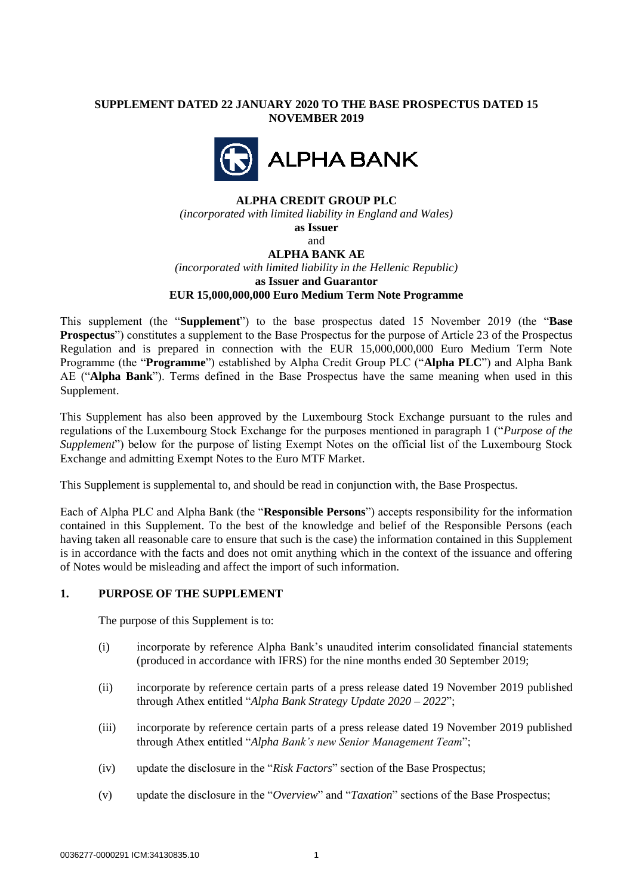**SUPPLEMENT DATED 22 JANUARY 2020 TO THE BASE PROSPECTUS DATED 15 NOVEMBER 2019**

**ALPHA CREDIT GROUP PLC**
*(incorporated with limited liability in England and Wales)*
**as Issuer**
and
**ALPHA BANK AE**
*(incorporated with limited liability in the Hellenic Republic)*
**as Issuer and Guarantor**
**EUR 15,000,000,000 Euro Medium Term Note Programme**

This supplement (the "**Supplement**") to the base prospectus dated 15 November 2019 (the "**Base Prospectus**") constitutes a supplement to the Base Prospectus for the purpose of Article 23 of the Prospectus Regulation and is prepared in connection with the EUR 15,000,000,000 Euro Medium Term Note Programme (the "**Programme**") established by Alpha Credit Group PLC ("**Alpha PLC**") and Alpha Bank AE ("**Alpha Bank**"). Terms defined in the Base Prospectus have the same meaning when used in this Supplement.

This Supplement has also been approved by the Luxembourg Stock Exchange pursuant to the rules and regulations of the Luxembourg Stock Exchange for the purposes mentioned in paragraph 1 ("*Purpose of the Supplement*") below for the purpose of listing Exempt Notes on the official list of the Luxembourg Stock Exchange and admitting Exempt Notes to the Euro MTF Market.

This Supplement is supplemental to, and should be read in conjunction with, the Base Prospectus.

Each of Alpha PLC and Alpha Bank (the "**Responsible Persons**") accepts responsibility for the information contained in this Supplement. To the best of the knowledge and belief of the Responsible Persons (each having taken all reasonable care to ensure that such is the case) the information contained in this Supplement is in accordance with the facts and does not omit anything which in the context of the issuance and offering of Notes would be misleading and affect the import of such information.

## 1. PURPOSE OF THE SUPPLEMENT

The purpose of this Supplement is to:

(i) incorporate by reference Alpha Bank's unaudited interim consolidated financial statements (produced in accordance with IFRS) for the nine months ended 30 September 2019;

(ii) incorporate by reference certain parts of a press release dated 19 November 2019 published through Athex entitled "*Alpha Bank Strategy Update 2020 – 2022*";

(iii) incorporate by reference certain parts of a press release dated 19 November 2019 published through Athex entitled "*Alpha Bank's new Senior Management Team*";

(iv) update the disclosure in the "*Risk Factors*" section of the Base Prospectus;

(v) update the disclosure in the "*Overview*" and "*Taxation*" sections of the Base Prospectus;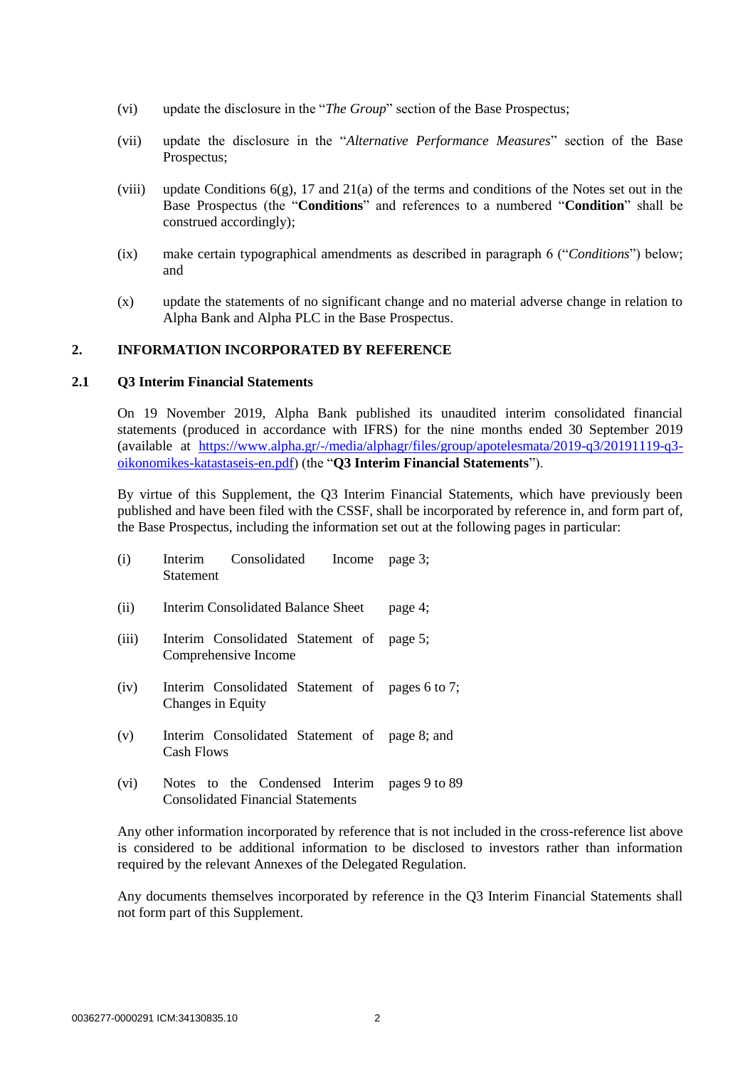(vi) update the disclosure in the "*The Group*" section of the Base Prospectus;

(vii) update the disclosure in the "*Alternative Performance Measures*" section of the Base Prospectus;

(viii) update Conditions 6(g), 17 and 21(a) of the terms and conditions of the Notes set out in the Base Prospectus (the "**Conditions**" and references to a numbered "**Condition**" shall be construed accordingly);

(ix) make certain typographical amendments as described in paragraph 6 ("*Conditions*") below; and

(x) update the statements of no significant change and no material adverse change in relation to Alpha Bank and Alpha PLC in the Base Prospectus.

## 2. INFORMATION INCORPORATED BY REFERENCE

### 2.1 Q3 Interim Financial Statements

On 19 November 2019, Alpha Bank published its unaudited interim consolidated financial statements (produced in accordance with IFRS) for the nine months ended 30 September 2019 (available at [https://www.alpha.gr/-/media/alphagr/files/group/apotelesmata/2019-q3/20191119-q3-oikonomikes-katastaseis-en.pdf](https://www.alpha.gr/-/media/alphagr/files/group/apotelesmata/2019-q3/20191119-q3-oikonomikes-katastaseis-en.pdf)) (the "**Q3 Interim Financial Statements**").

By virtue of this Supplement, the Q3 Interim Financial Statements, which have previously been published and have been filed with the CSSF, shall be incorporated by reference in, and form part of, the Base Prospectus, including the information set out at the following pages in particular:

| | | |
|---|---|---|
| (i) | Interim Consolidated Income Statement | page 3; |
| (ii) | Interim Consolidated Balance Sheet | page 4; |
| (iii) | Interim Consolidated Statement of Comprehensive Income | page 5; |
| (iv) | Interim Consolidated Statement of Changes in Equity | pages 6 to 7; |
| (v) | Interim Consolidated Statement of Cash Flows | page 8; and |
| (vi) | Notes to the Condensed Interim Consolidated Financial Statements | pages 9 to 89 |

Any other information incorporated by reference that is not included in the cross-reference list above is considered to be additional information to be disclosed to investors rather than information required by the relevant Annexes of the Delegated Regulation.

Any documents themselves incorporated by reference in the Q3 Interim Financial Statements shall not form part of this Supplement.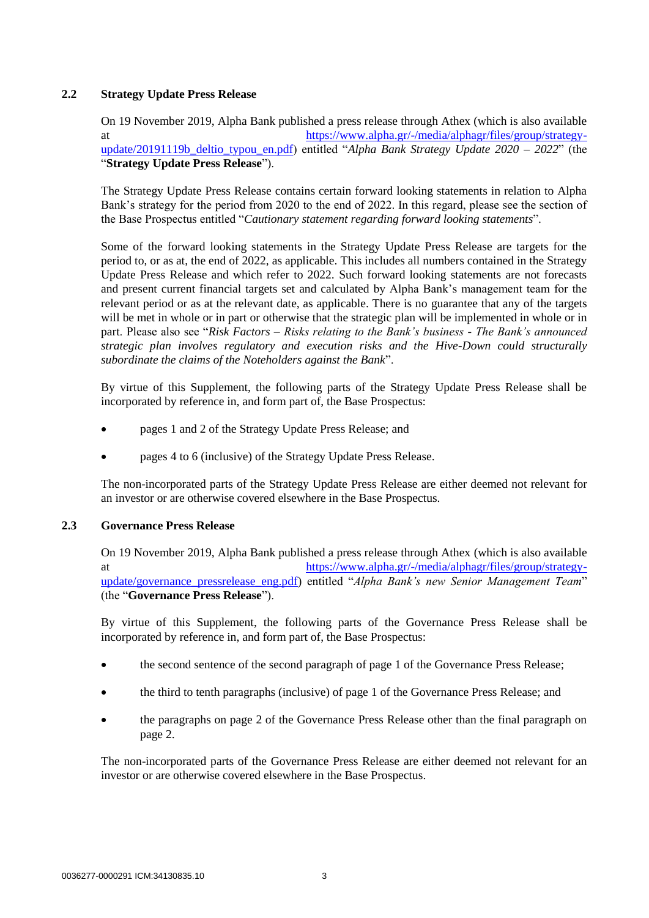### 2.2 Strategy Update Press Release

On 19 November 2019, Alpha Bank published a press release through Athex (which is also available at https://www.alpha.gr/-/media/alphagr/files/group/strategy-update/20191119b_deltio_typou_en.pdf) entitled "*Alpha Bank Strategy Update 2020 – 2022*" (the "**Strategy Update Press Release**").

The Strategy Update Press Release contains certain forward looking statements in relation to Alpha Bank's strategy for the period from 2020 to the end of 2022. In this regard, please see the section of the Base Prospectus entitled "*Cautionary statement regarding forward looking statements*".

Some of the forward looking statements in the Strategy Update Press Release are targets for the period to, or as at, the end of 2022, as applicable. This includes all numbers contained in the Strategy Update Press Release and which refer to 2022. Such forward looking statements are not forecasts and present current financial targets set and calculated by Alpha Bank's management team for the relevant period or as at the relevant date, as applicable. There is no guarantee that any of the targets will be met in whole or in part or otherwise that the strategic plan will be implemented in whole or in part. Please also see "*Risk Factors – Risks relating to the Bank's business - The Bank's announced strategic plan involves regulatory and execution risks and the Hive-Down could structurally subordinate the claims of the Noteholders against the Bank*".

By virtue of this Supplement, the following parts of the Strategy Update Press Release shall be incorporated by reference in, and form part of, the Base Prospectus:

- pages 1 and 2 of the Strategy Update Press Release; and
- pages 4 to 6 (inclusive) of the Strategy Update Press Release.

The non-incorporated parts of the Strategy Update Press Release are either deemed not relevant for an investor or are otherwise covered elsewhere in the Base Prospectus.

### 2.3 Governance Press Release

On 19 November 2019, Alpha Bank published a press release through Athex (which is also available at https://www.alpha.gr/-/media/alphagr/files/group/strategy-update/governance_pressrelease_eng.pdf) entitled "*Alpha Bank's new Senior Management Team*" (the "**Governance Press Release**").

By virtue of this Supplement, the following parts of the Governance Press Release shall be incorporated by reference in, and form part of, the Base Prospectus:

- the second sentence of the second paragraph of page 1 of the Governance Press Release;
- the third to tenth paragraphs (inclusive) of page 1 of the Governance Press Release; and
- the paragraphs on page 2 of the Governance Press Release other than the final paragraph on page 2.

The non-incorporated parts of the Governance Press Release are either deemed not relevant for an investor or are otherwise covered elsewhere in the Base Prospectus.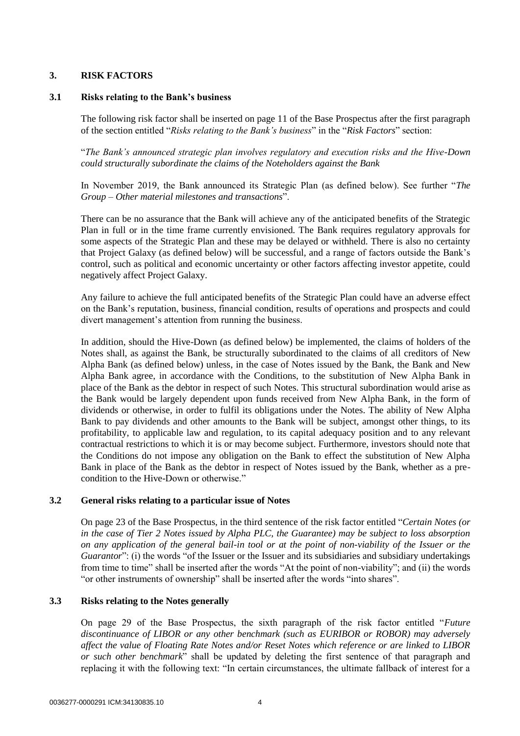## 3. RISK FACTORS

### 3.1 Risks relating to the Bank's business

The following risk factor shall be inserted on page 11 of the Base Prospectus after the first paragraph of the section entitled "*Risks relating to the Bank's business*" in the "*Risk Factors*" section:

"*The Bank's announced strategic plan involves regulatory and execution risks and the Hive-Down could structurally subordinate the claims of the Noteholders against the Bank*

In November 2019, the Bank announced its Strategic Plan (as defined below). See further "*The Group – Other material milestones and transactions*".

There can be no assurance that the Bank will achieve any of the anticipated benefits of the Strategic Plan in full or in the time frame currently envisioned. The Bank requires regulatory approvals for some aspects of the Strategic Plan and these may be delayed or withheld. There is also no certainty that Project Galaxy (as defined below) will be successful, and a range of factors outside the Bank's control, such as political and economic uncertainty or other factors affecting investor appetite, could negatively affect Project Galaxy.

Any failure to achieve the full anticipated benefits of the Strategic Plan could have an adverse effect on the Bank's reputation, business, financial condition, results of operations and prospects and could divert management's attention from running the business.

In addition, should the Hive-Down (as defined below) be implemented, the claims of holders of the Notes shall, as against the Bank, be structurally subordinated to the claims of all creditors of New Alpha Bank (as defined below) unless, in the case of Notes issued by the Bank, the Bank and New Alpha Bank agree, in accordance with the Conditions, to the substitution of New Alpha Bank in place of the Bank as the debtor in respect of such Notes. This structural subordination would arise as the Bank would be largely dependent upon funds received from New Alpha Bank, in the form of dividends or otherwise, in order to fulfil its obligations under the Notes. The ability of New Alpha Bank to pay dividends and other amounts to the Bank will be subject, amongst other things, to its profitability, to applicable law and regulation, to its capital adequacy position and to any relevant contractual restrictions to which it is or may become subject. Furthermore, investors should note that the Conditions do not impose any obligation on the Bank to effect the substitution of New Alpha Bank in place of the Bank as the debtor in respect of Notes issued by the Bank, whether as a pre-condition to the Hive-Down or otherwise."

### 3.2 General risks relating to a particular issue of Notes

On page 23 of the Base Prospectus, in the third sentence of the risk factor entitled "*Certain Notes (or in the case of Tier 2 Notes issued by Alpha PLC, the Guarantee) may be subject to loss absorption on any application of the general bail-in tool or at the point of non-viability of the Issuer or the Guarantor*": (i) the words "of the Issuer or the Issuer and its subsidiaries and subsidiary undertakings from time to time" shall be inserted after the words "At the point of non-viability"; and (ii) the words "or other instruments of ownership" shall be inserted after the words "into shares".

### 3.3 Risks relating to the Notes generally

On page 29 of the Base Prospectus, the sixth paragraph of the risk factor entitled "*Future discontinuance of LIBOR or any other benchmark (such as EURIBOR or ROBOR) may adversely affect the value of Floating Rate Notes and/or Reset Notes which reference or are linked to LIBOR or such other benchmark*" shall be updated by deleting the first sentence of that paragraph and replacing it with the following text: "In certain circumstances, the ultimate fallback of interest for a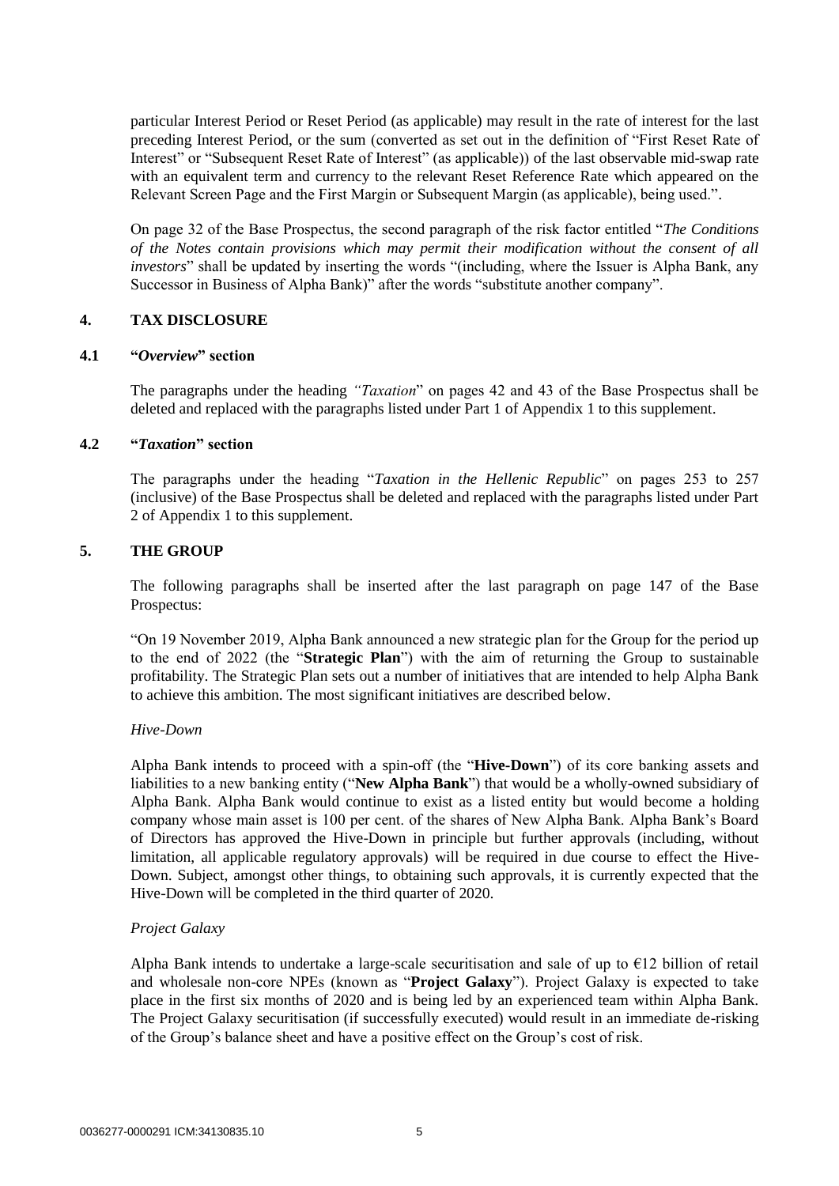particular Interest Period or Reset Period (as applicable) may result in the rate of interest for the last preceding Interest Period, or the sum (converted as set out in the definition of "First Reset Rate of Interest" or "Subsequent Reset Rate of Interest" (as applicable)) of the last observable mid-swap rate with an equivalent term and currency to the relevant Reset Reference Rate which appeared on the Relevant Screen Page and the First Margin or Subsequent Margin (as applicable), being used.".

On page 32 of the Base Prospectus, the second paragraph of the risk factor entitled "*The Conditions of the Notes contain provisions which may permit their modification without the consent of all investors*" shall be updated by inserting the words "(including, where the Issuer is Alpha Bank, any Successor in Business of Alpha Bank)" after the words "substitute another company".

## 4. TAX DISCLOSURE

### 4.1 "*Overview*" section

The paragraphs under the heading *"Taxation*" on pages 42 and 43 of the Base Prospectus shall be deleted and replaced with the paragraphs listed under Part 1 of Appendix 1 to this supplement.

### 4.2 "*Taxation*" section

The paragraphs under the heading "*Taxation in the Hellenic Republic*" on pages 253 to 257 (inclusive) of the Base Prospectus shall be deleted and replaced with the paragraphs listed under Part 2 of Appendix 1 to this supplement.

## 5. THE GROUP

The following paragraphs shall be inserted after the last paragraph on page 147 of the Base Prospectus:

"On 19 November 2019, Alpha Bank announced a new strategic plan for the Group for the period up to the end of 2022 (the "**Strategic Plan**") with the aim of returning the Group to sustainable profitability. The Strategic Plan sets out a number of initiatives that are intended to help Alpha Bank to achieve this ambition. The most significant initiatives are described below.

*Hive-Down*

Alpha Bank intends to proceed with a spin-off (the "**Hive-Down**") of its core banking assets and liabilities to a new banking entity ("**New Alpha Bank**") that would be a wholly-owned subsidiary of Alpha Bank. Alpha Bank would continue to exist as a listed entity but would become a holding company whose main asset is 100 per cent. of the shares of New Alpha Bank. Alpha Bank's Board of Directors has approved the Hive-Down in principle but further approvals (including, without limitation, all applicable regulatory approvals) will be required in due course to effect the Hive-Down. Subject, amongst other things, to obtaining such approvals, it is currently expected that the Hive-Down will be completed in the third quarter of 2020.

*Project Galaxy*

Alpha Bank intends to undertake a large-scale securitisation and sale of up to €12 billion of retail and wholesale non-core NPEs (known as "**Project Galaxy**"). Project Galaxy is expected to take place in the first six months of 2020 and is being led by an experienced team within Alpha Bank. The Project Galaxy securitisation (if successfully executed) would result in an immediate de-risking of the Group's balance sheet and have a positive effect on the Group's cost of risk.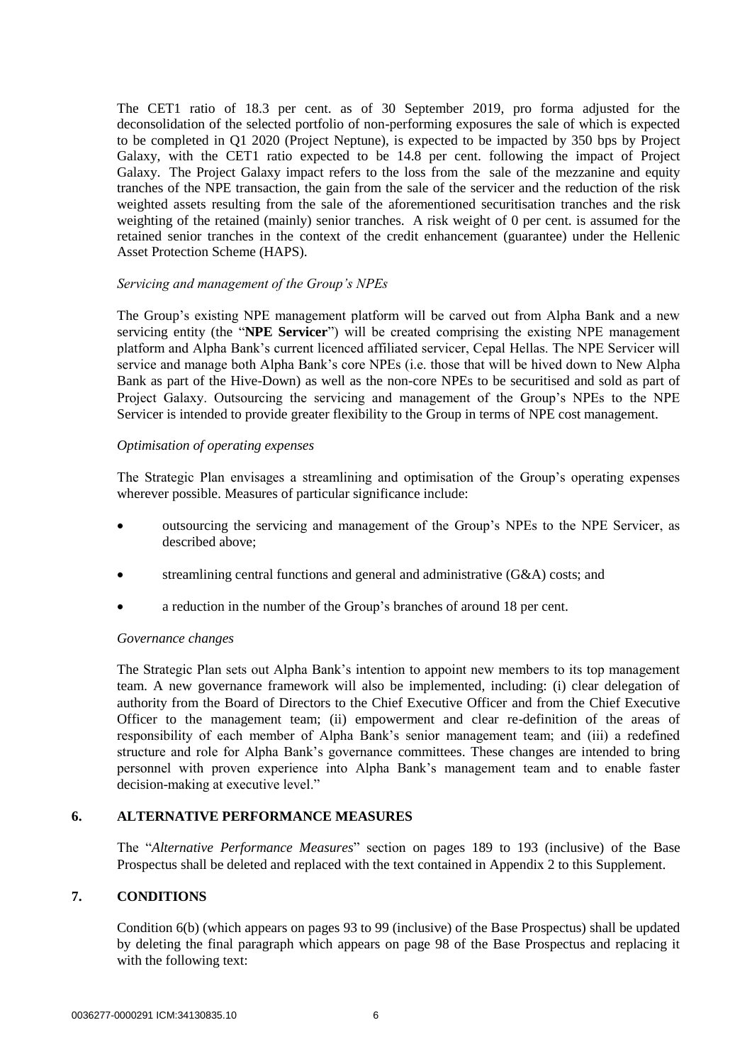The CET1 ratio of 18.3 per cent. as of 30 September 2019, pro forma adjusted for the deconsolidation of the selected portfolio of non-performing exposures the sale of which is expected to be completed in Q1 2020 (Project Neptune), is expected to be impacted by 350 bps by Project Galaxy, with the CET1 ratio expected to be 14.8 per cent. following the impact of Project Galaxy. The Project Galaxy impact refers to the loss from the sale of the mezzanine and equity tranches of the NPE transaction, the gain from the sale of the servicer and the reduction of the risk weighted assets resulting from the sale of the aforementioned securitisation tranches and the risk weighting of the retained (mainly) senior tranches. A risk weight of 0 per cent. is assumed for the retained senior tranches in the context of the credit enhancement (guarantee) under the Hellenic Asset Protection Scheme (HAPS).

*Servicing and management of the Group's NPEs*

The Group's existing NPE management platform will be carved out from Alpha Bank and a new servicing entity (the "**NPE Servicer**") will be created comprising the existing NPE management platform and Alpha Bank's current licenced affiliated servicer, Cepal Hellas. The NPE Servicer will service and manage both Alpha Bank's core NPEs (i.e. those that will be hived down to New Alpha Bank as part of the Hive-Down) as well as the non-core NPEs to be securitised and sold as part of Project Galaxy. Outsourcing the servicing and management of the Group's NPEs to the NPE Servicer is intended to provide greater flexibility to the Group in terms of NPE cost management.

*Optimisation of operating expenses*

The Strategic Plan envisages a streamlining and optimisation of the Group's operating expenses wherever possible. Measures of particular significance include:

- outsourcing the servicing and management of the Group's NPEs to the NPE Servicer, as described above;
- streamlining central functions and general and administrative (G&A) costs; and
- a reduction in the number of the Group's branches of around 18 per cent.

*Governance changes*

The Strategic Plan sets out Alpha Bank's intention to appoint new members to its top management team. A new governance framework will also be implemented, including: (i) clear delegation of authority from the Board of Directors to the Chief Executive Officer and from the Chief Executive Officer to the management team; (ii) empowerment and clear re-definition of the areas of responsibility of each member of Alpha Bank's senior management team; and (iii) a redefined structure and role for Alpha Bank's governance committees. These changes are intended to bring personnel with proven experience into Alpha Bank's management team and to enable faster decision-making at executive level."

## 6. ALTERNATIVE PERFORMANCE MEASURES

The "*Alternative Performance Measures*" section on pages 189 to 193 (inclusive) of the Base Prospectus shall be deleted and replaced with the text contained in Appendix 2 to this Supplement.

## 7. CONDITIONS

Condition 6(b) (which appears on pages 93 to 99 (inclusive) of the Base Prospectus) shall be updated by deleting the final paragraph which appears on page 98 of the Base Prospectus and replacing it with the following text: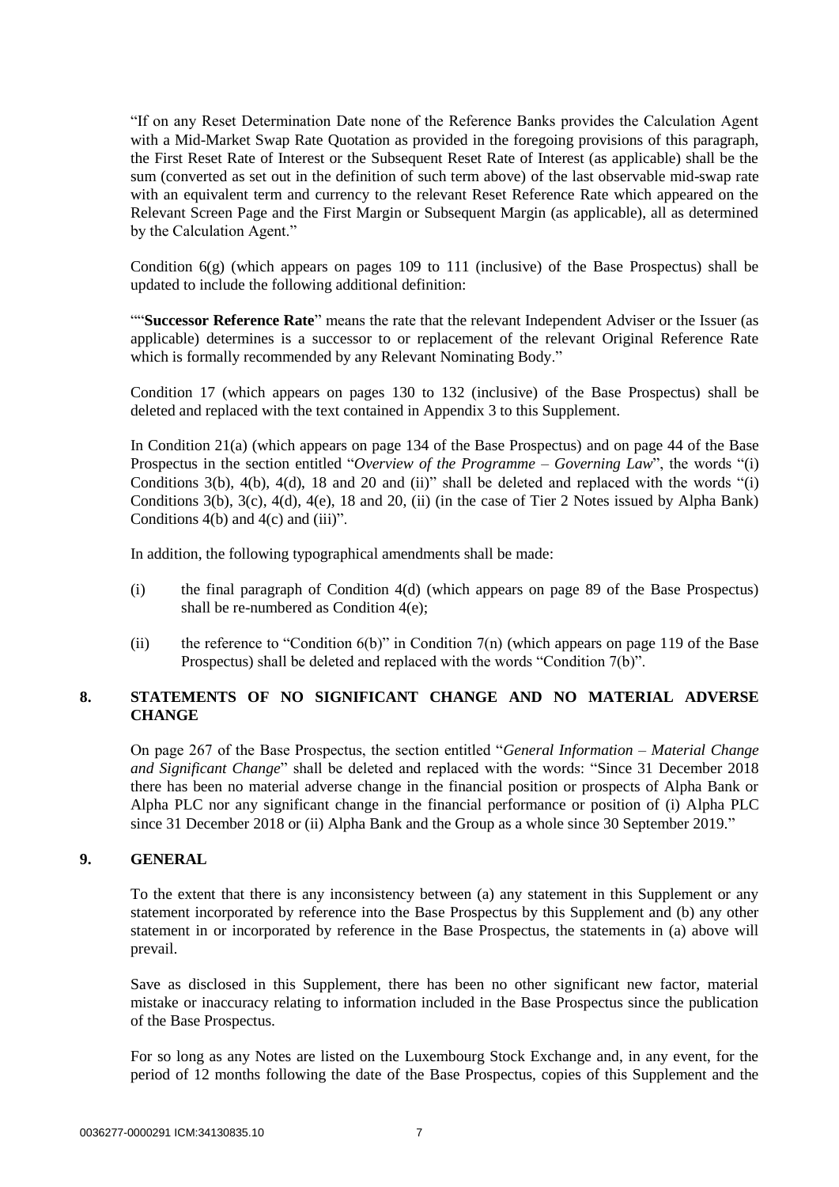"If on any Reset Determination Date none of the Reference Banks provides the Calculation Agent with a Mid-Market Swap Rate Quotation as provided in the foregoing provisions of this paragraph, the First Reset Rate of Interest or the Subsequent Reset Rate of Interest (as applicable) shall be the sum (converted as set out in the definition of such term above) of the last observable mid-swap rate with an equivalent term and currency to the relevant Reset Reference Rate which appeared on the Relevant Screen Page and the First Margin or Subsequent Margin (as applicable), all as determined by the Calculation Agent."

Condition 6(g) (which appears on pages 109 to 111 (inclusive) of the Base Prospectus) shall be updated to include the following additional definition:

""**Successor Reference Rate**" means the rate that the relevant Independent Adviser or the Issuer (as applicable) determines is a successor to or replacement of the relevant Original Reference Rate which is formally recommended by any Relevant Nominating Body."

Condition 17 (which appears on pages 130 to 132 (inclusive) of the Base Prospectus) shall be deleted and replaced with the text contained in Appendix 3 to this Supplement.

In Condition 21(a) (which appears on page 134 of the Base Prospectus) and on page 44 of the Base Prospectus in the section entitled "*Overview of the Programme – Governing Law*", the words "(i) Conditions 3(b), 4(b), 4(d), 18 and 20 and (ii)" shall be deleted and replaced with the words "(i) Conditions 3(b), 3(c), 4(d), 4(e), 18 and 20, (ii) (in the case of Tier 2 Notes issued by Alpha Bank) Conditions 4(b) and 4(c) and (iii)".

In addition, the following typographical amendments shall be made:

(i) the final paragraph of Condition 4(d) (which appears on page 89 of the Base Prospectus) shall be re-numbered as Condition 4(e);

(ii) the reference to "Condition 6(b)" in Condition 7(n) (which appears on page 119 of the Base Prospectus) shall be deleted and replaced with the words "Condition 7(b)".

## 8. STATEMENTS OF NO SIGNIFICANT CHANGE AND NO MATERIAL ADVERSE CHANGE

On page 267 of the Base Prospectus, the section entitled "*General Information – Material Change and Significant Change*" shall be deleted and replaced with the words: "Since 31 December 2018 there has been no material adverse change in the financial position or prospects of Alpha Bank or Alpha PLC nor any significant change in the financial performance or position of (i) Alpha PLC since 31 December 2018 or (ii) Alpha Bank and the Group as a whole since 30 September 2019."

## 9. GENERAL

To the extent that there is any inconsistency between (a) any statement in this Supplement or any statement incorporated by reference into the Base Prospectus by this Supplement and (b) any other statement in or incorporated by reference in the Base Prospectus, the statements in (a) above will prevail.

Save as disclosed in this Supplement, there has been no other significant new factor, material mistake or inaccuracy relating to information included in the Base Prospectus since the publication of the Base Prospectus.

For so long as any Notes are listed on the Luxembourg Stock Exchange and, in any event, for the period of 12 months following the date of the Base Prospectus, copies of this Supplement and the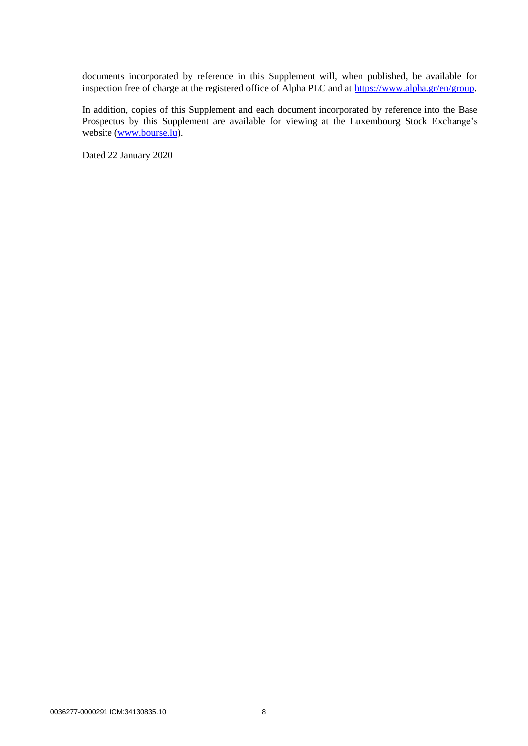documents incorporated by reference in this Supplement will, when published, be available for inspection free of charge at the registered office of Alpha PLC and at https://www.alpha.gr/en/group.

In addition, copies of this Supplement and each document incorporated by reference into the Base Prospectus by this Supplement are available for viewing at the Luxembourg Stock Exchange's website (www.bourse.lu).

Dated 22 January 2020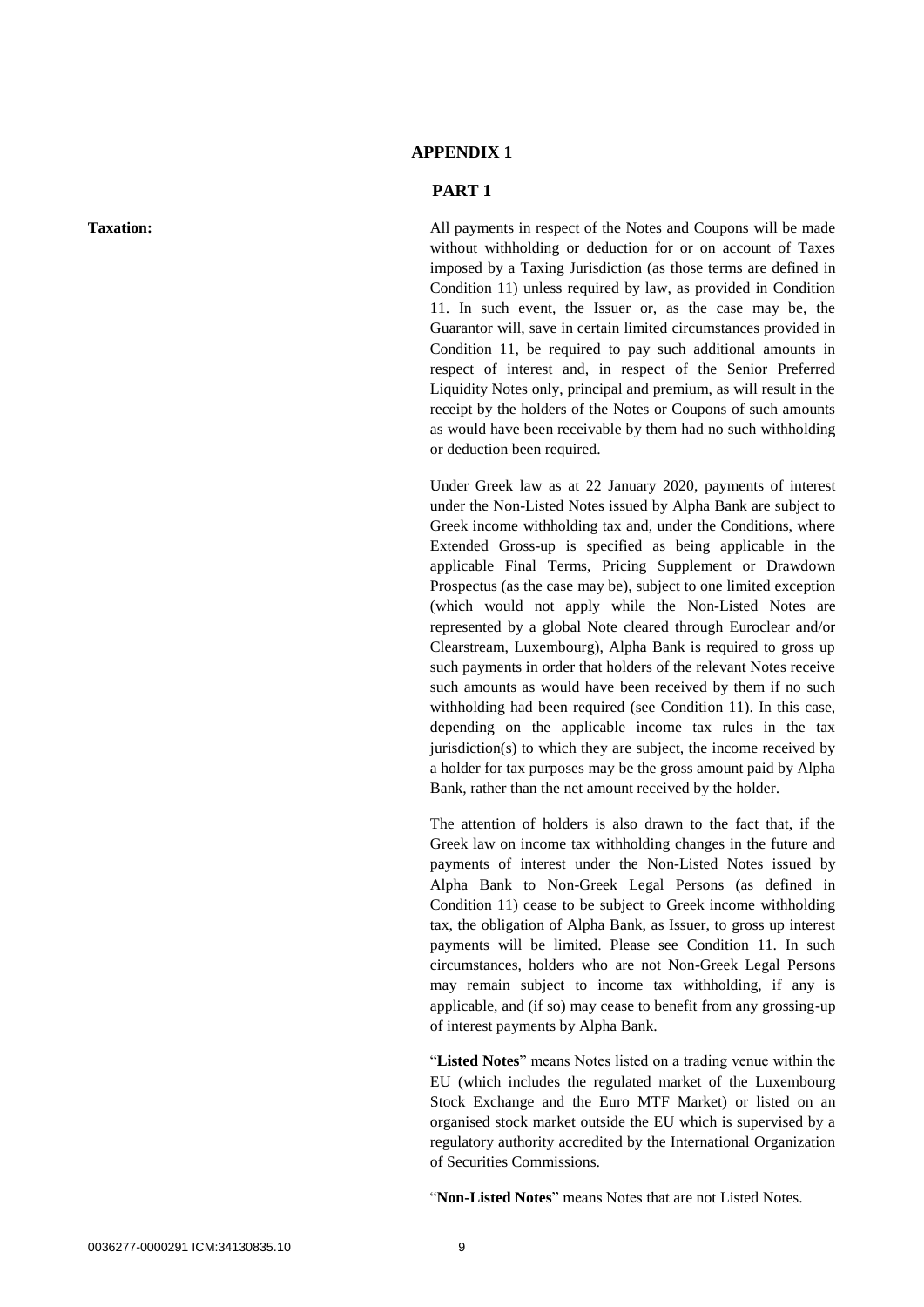# APPENDIX 1

## PART 1

**Taxation:**

All payments in respect of the Notes and Coupons will be made without withholding or deduction for or on account of Taxes imposed by a Taxing Jurisdiction (as those terms are defined in Condition 11) unless required by law, as provided in Condition 11. In such event, the Issuer or, as the case may be, the Guarantor will, save in certain limited circumstances provided in Condition 11, be required to pay such additional amounts in respect of interest and, in respect of the Senior Preferred Liquidity Notes only, principal and premium, as will result in the receipt by the holders of the Notes or Coupons of such amounts as would have been receivable by them had no such withholding or deduction been required.

Under Greek law as at 22 January 2020, payments of interest under the Non-Listed Notes issued by Alpha Bank are subject to Greek income withholding tax and, under the Conditions, where Extended Gross-up is specified as being applicable in the applicable Final Terms, Pricing Supplement or Drawdown Prospectus (as the case may be), subject to one limited exception (which would not apply while the Non-Listed Notes are represented by a global Note cleared through Euroclear and/or Clearstream, Luxembourg), Alpha Bank is required to gross up such payments in order that holders of the relevant Notes receive such amounts as would have been received by them if no such withholding had been required (see Condition 11). In this case, depending on the applicable income tax rules in the tax jurisdiction(s) to which they are subject, the income received by a holder for tax purposes may be the gross amount paid by Alpha Bank, rather than the net amount received by the holder.

The attention of holders is also drawn to the fact that, if the Greek law on income tax withholding changes in the future and payments of interest under the Non-Listed Notes issued by Alpha Bank to Non-Greek Legal Persons (as defined in Condition 11) cease to be subject to Greek income withholding tax, the obligation of Alpha Bank, as Issuer, to gross up interest payments will be limited. Please see Condition 11. In such circumstances, holders who are not Non-Greek Legal Persons may remain subject to income tax withholding, if any is applicable, and (if so) may cease to benefit from any grossing-up of interest payments by Alpha Bank.

"**Listed Notes**" means Notes listed on a trading venue within the EU (which includes the regulated market of the Luxembourg Stock Exchange and the Euro MTF Market) or listed on an organised stock market outside the EU which is supervised by a regulatory authority accredited by the International Organization of Securities Commissions.

"**Non-Listed Notes**" means Notes that are not Listed Notes.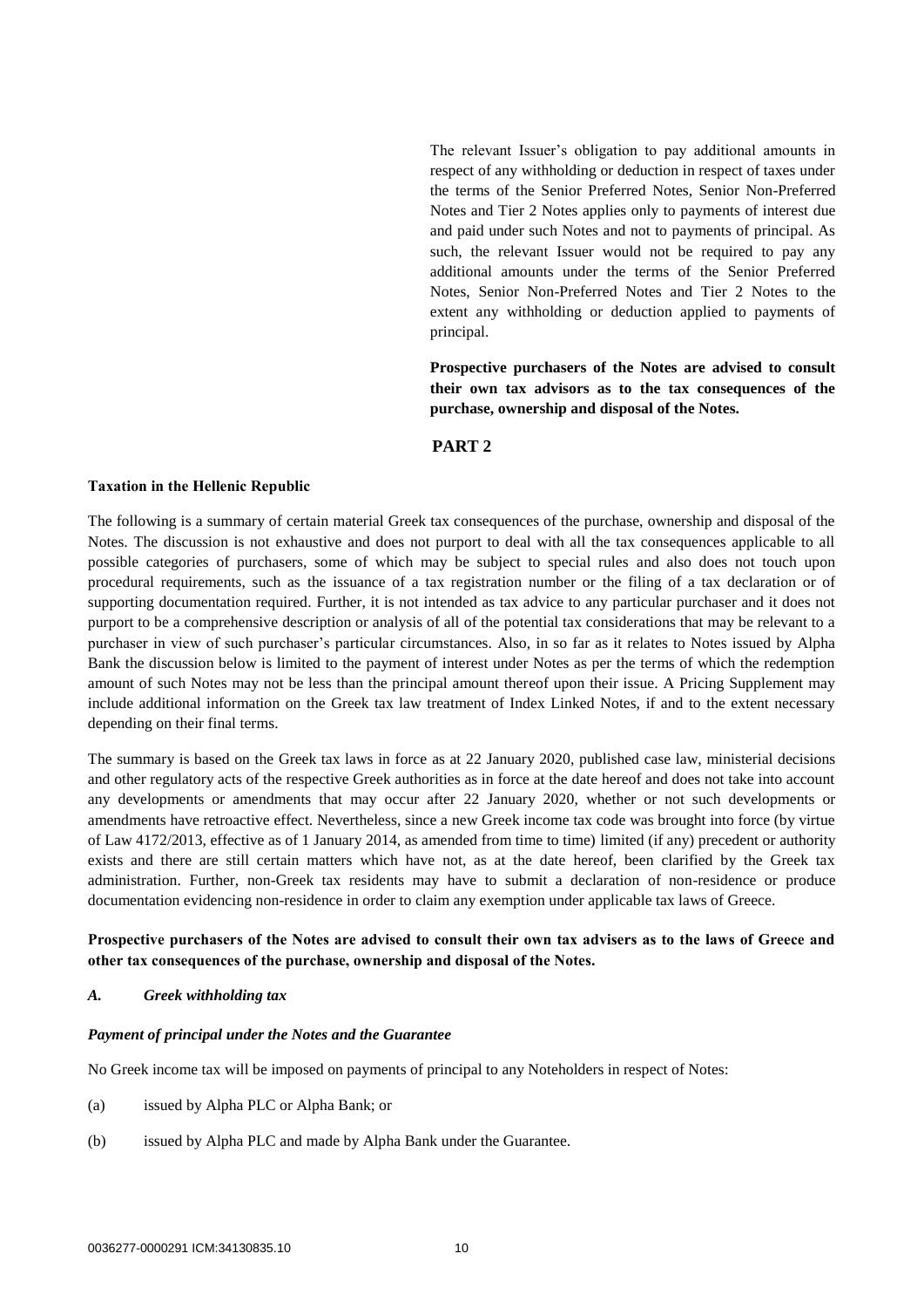The relevant Issuer's obligation to pay additional amounts in respect of any withholding or deduction in respect of taxes under the terms of the Senior Preferred Notes, Senior Non-Preferred Notes and Tier 2 Notes applies only to payments of interest due and paid under such Notes and not to payments of principal. As such, the relevant Issuer would not be required to pay any additional amounts under the terms of the Senior Preferred Notes, Senior Non-Preferred Notes and Tier 2 Notes to the extent any withholding or deduction applied to payments of principal.

**Prospective purchasers of the Notes are advised to consult their own tax advisors as to the tax consequences of the purchase, ownership and disposal of the Notes.**

## PART 2

**Taxation in the Hellenic Republic**

The following is a summary of certain material Greek tax consequences of the purchase, ownership and disposal of the Notes. The discussion is not exhaustive and does not purport to deal with all the tax consequences applicable to all possible categories of purchasers, some of which may be subject to special rules and also does not touch upon procedural requirements, such as the issuance of a tax registration number or the filing of a tax declaration or of supporting documentation required. Further, it is not intended as tax advice to any particular purchaser and it does not purport to be a comprehensive description or analysis of all of the potential tax considerations that may be relevant to a purchaser in view of such purchaser's particular circumstances. Also, in so far as it relates to Notes issued by Alpha Bank the discussion below is limited to the payment of interest under Notes as per the terms of which the redemption amount of such Notes may not be less than the principal amount thereof upon their issue. A Pricing Supplement may include additional information on the Greek tax law treatment of Index Linked Notes, if and to the extent necessary depending on their final terms.

The summary is based on the Greek tax laws in force as at 22 January 2020, published case law, ministerial decisions and other regulatory acts of the respective Greek authorities as in force at the date hereof and does not take into account any developments or amendments that may occur after 22 January 2020, whether or not such developments or amendments have retroactive effect. Nevertheless, since a new Greek income tax code was brought into force (by virtue of Law 4172/2013, effective as of 1 January 2014, as amended from time to time) limited (if any) precedent or authority exists and there are still certain matters which have not, as at the date hereof, been clarified by the Greek tax administration. Further, non-Greek tax residents may have to submit a declaration of non-residence or produce documentation evidencing non-residence in order to claim any exemption under applicable tax laws of Greece.

**Prospective purchasers of the Notes are advised to consult their own tax advisers as to the laws of Greece and other tax consequences of the purchase, ownership and disposal of the Notes.**

### *A. Greek withholding tax*

***Payment of principal under the Notes and the Guarantee***

No Greek income tax will be imposed on payments of principal to any Noteholders in respect of Notes:

(a) issued by Alpha PLC or Alpha Bank; or

(b) issued by Alpha PLC and made by Alpha Bank under the Guarantee.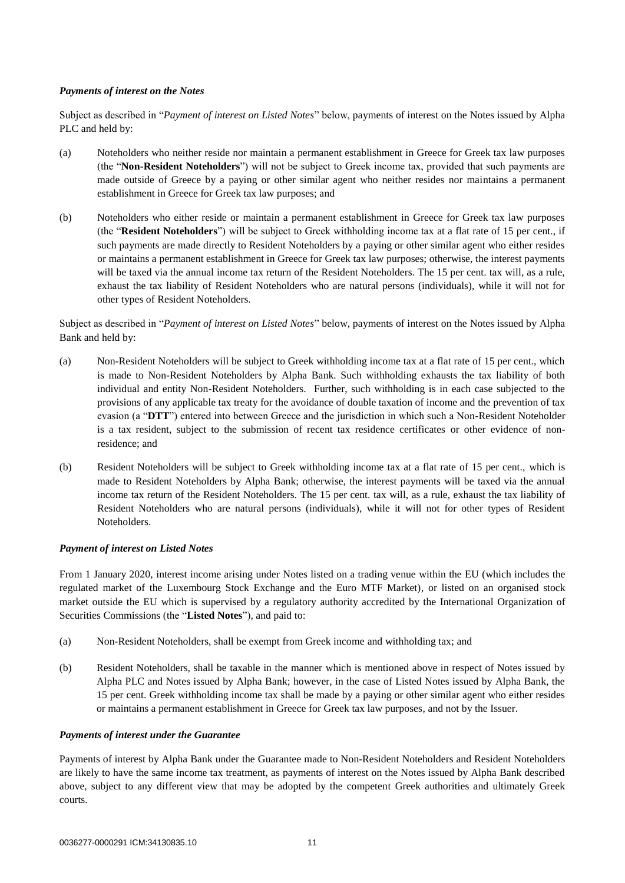### *Payments of interest on the Notes*

Subject as described in "*Payment of interest on Listed Notes*" below, payments of interest on the Notes issued by Alpha PLC and held by:

(a) Noteholders who neither reside nor maintain a permanent establishment in Greece for Greek tax law purposes (the "**Non-Resident Noteholders**") will not be subject to Greek income tax, provided that such payments are made outside of Greece by a paying or other similar agent who neither resides nor maintains a permanent establishment in Greece for Greek tax law purposes; and

(b) Noteholders who either reside or maintain a permanent establishment in Greece for Greek tax law purposes (the "**Resident Noteholders**") will be subject to Greek withholding income tax at a flat rate of 15 per cent., if such payments are made directly to Resident Noteholders by a paying or other similar agent who either resides or maintains a permanent establishment in Greece for Greek tax law purposes; otherwise, the interest payments will be taxed via the annual income tax return of the Resident Noteholders. The 15 per cent. tax will, as a rule, exhaust the tax liability of Resident Noteholders who are natural persons (individuals), while it will not for other types of Resident Noteholders.

Subject as described in "*Payment of interest on Listed Notes*" below, payments of interest on the Notes issued by Alpha Bank and held by:

(a) Non-Resident Noteholders will be subject to Greek withholding income tax at a flat rate of 15 per cent., which is made to Non-Resident Noteholders by Alpha Bank. Such withholding exhausts the tax liability of both individual and entity Non-Resident Noteholders. Further, such withholding is in each case subjected to the provisions of any applicable tax treaty for the avoidance of double taxation of income and the prevention of tax evasion (a "**DTT**") entered into between Greece and the jurisdiction in which such a Non-Resident Noteholder is a tax resident, subject to the submission of recent tax residence certificates or other evidence of non-residence; and

(b) Resident Noteholders will be subject to Greek withholding income tax at a flat rate of 15 per cent., which is made to Resident Noteholders by Alpha Bank; otherwise, the interest payments will be taxed via the annual income tax return of the Resident Noteholders. The 15 per cent. tax will, as a rule, exhaust the tax liability of Resident Noteholders who are natural persons (individuals), while it will not for other types of Resident Noteholders.

### *Payment of interest on Listed Notes*

From 1 January 2020, interest income arising under Notes listed on a trading venue within the EU (which includes the regulated market of the Luxembourg Stock Exchange and the Euro MTF Market), or listed on an organised stock market outside the EU which is supervised by a regulatory authority accredited by the International Organization of Securities Commissions (the "**Listed Notes**"), and paid to:

(a) Non-Resident Noteholders, shall be exempt from Greek income and withholding tax; and

(b) Resident Noteholders, shall be taxable in the manner which is mentioned above in respect of Notes issued by Alpha PLC and Notes issued by Alpha Bank; however, in the case of Listed Notes issued by Alpha Bank, the 15 per cent. Greek withholding income tax shall be made by a paying or other similar agent who either resides or maintains a permanent establishment in Greece for Greek tax law purposes, and not by the Issuer.

### *Payments of interest under the Guarantee*

Payments of interest by Alpha Bank under the Guarantee made to Non-Resident Noteholders and Resident Noteholders are likely to have the same income tax treatment, as payments of interest on the Notes issued by Alpha Bank described above, subject to any different view that may be adopted by the competent Greek authorities and ultimately Greek courts.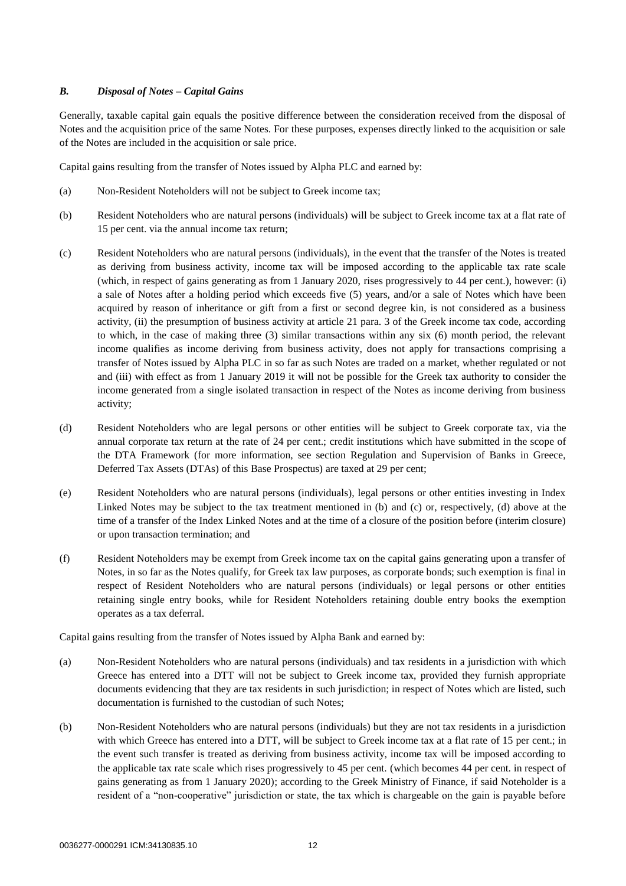### *B. Disposal of Notes – Capital Gains*

Generally, taxable capital gain equals the positive difference between the consideration received from the disposal of Notes and the acquisition price of the same Notes. For these purposes, expenses directly linked to the acquisition or sale of the Notes are included in the acquisition or sale price.

Capital gains resulting from the transfer of Notes issued by Alpha PLC and earned by:

(a) Non-Resident Noteholders will not be subject to Greek income tax;

(b) Resident Noteholders who are natural persons (individuals) will be subject to Greek income tax at a flat rate of 15 per cent. via the annual income tax return;

(c) Resident Noteholders who are natural persons (individuals), in the event that the transfer of the Notes is treated as deriving from business activity, income tax will be imposed according to the applicable tax rate scale (which, in respect of gains generating as from 1 January 2020, rises progressively to 44 per cent.), however: (i) a sale of Notes after a holding period which exceeds five (5) years, and/or a sale of Notes which have been acquired by reason of inheritance or gift from a first or second degree kin, is not considered as a business activity, (ii) the presumption of business activity at article 21 para. 3 of the Greek income tax code, according to which, in the case of making three (3) similar transactions within any six (6) month period, the relevant income qualifies as income deriving from business activity, does not apply for transactions comprising a transfer of Notes issued by Alpha PLC in so far as such Notes are traded on a market, whether regulated or not and (iii) with effect as from 1 January 2019 it will not be possible for the Greek tax authority to consider the income generated from a single isolated transaction in respect of the Notes as income deriving from business activity;

(d) Resident Noteholders who are legal persons or other entities will be subject to Greek corporate tax, via the annual corporate tax return at the rate of 24 per cent.; credit institutions which have submitted in the scope of the DTA Framework (for more information, see section Regulation and Supervision of Banks in Greece, Deferred Tax Assets (DTAs) of this Base Prospectus) are taxed at 29 per cent;

(e) Resident Noteholders who are natural persons (individuals), legal persons or other entities investing in Index Linked Notes may be subject to the tax treatment mentioned in (b) and (c) or, respectively, (d) above at the time of a transfer of the Index Linked Notes and at the time of a closure of the position before (interim closure) or upon transaction termination; and

(f) Resident Noteholders may be exempt from Greek income tax on the capital gains generating upon a transfer of Notes, in so far as the Notes qualify, for Greek tax law purposes, as corporate bonds; such exemption is final in respect of Resident Noteholders who are natural persons (individuals) or legal persons or other entities retaining single entry books, while for Resident Noteholders retaining double entry books the exemption operates as a tax deferral.

Capital gains resulting from the transfer of Notes issued by Alpha Bank and earned by:

(a) Non-Resident Noteholders who are natural persons (individuals) and tax residents in a jurisdiction with which Greece has entered into a DTT will not be subject to Greek income tax, provided they furnish appropriate documents evidencing that they are tax residents in such jurisdiction; in respect of Notes which are listed, such documentation is furnished to the custodian of such Notes;

(b) Non-Resident Noteholders who are natural persons (individuals) but they are not tax residents in a jurisdiction with which Greece has entered into a DTT, will be subject to Greek income tax at a flat rate of 15 per cent.; in the event such transfer is treated as deriving from business activity, income tax will be imposed according to the applicable tax rate scale which rises progressively to 45 per cent. (which becomes 44 per cent. in respect of gains generating as from 1 January 2020); according to the Greek Ministry of Finance, if said Noteholder is a resident of a "non-cooperative" jurisdiction or state, the tax which is chargeable on the gain is payable before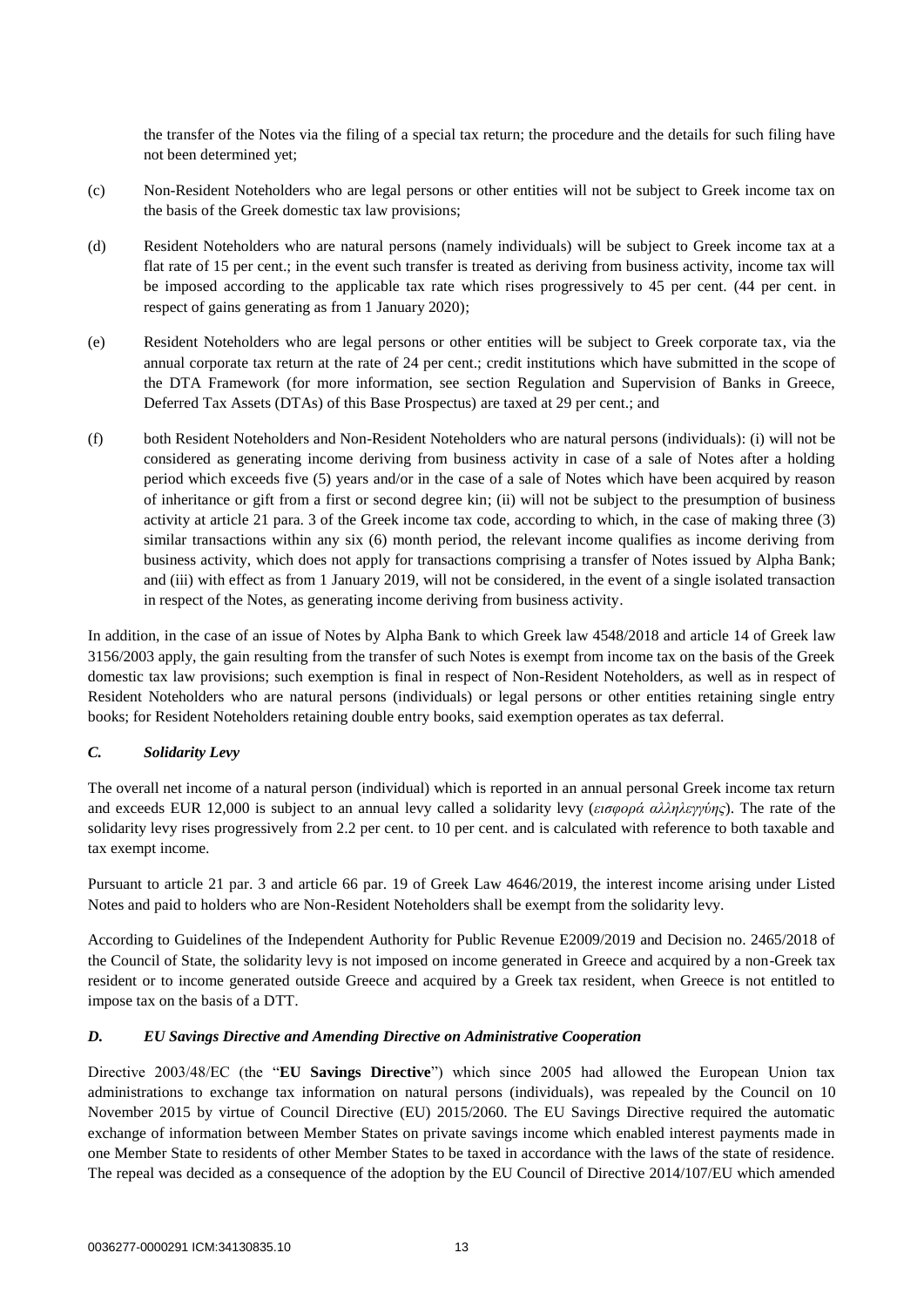the transfer of the Notes via the filing of a special tax return; the procedure and the details for such filing have not been determined yet;

(c) Non-Resident Noteholders who are legal persons or other entities will not be subject to Greek income tax on the basis of the Greek domestic tax law provisions;

(d) Resident Noteholders who are natural persons (namely individuals) will be subject to Greek income tax at a flat rate of 15 per cent.; in the event such transfer is treated as deriving from business activity, income tax will be imposed according to the applicable tax rate which rises progressively to 45 per cent. (44 per cent. in respect of gains generating as from 1 January 2020);

(e) Resident Noteholders who are legal persons or other entities will be subject to Greek corporate tax, via the annual corporate tax return at the rate of 24 per cent.; credit institutions which have submitted in the scope of the DTA Framework (for more information, see section Regulation and Supervision of Banks in Greece, Deferred Tax Assets (DTAs) of this Base Prospectus) are taxed at 29 per cent.; and

(f) both Resident Noteholders and Non-Resident Noteholders who are natural persons (individuals): (i) will not be considered as generating income deriving from business activity in case of a sale of Notes after a holding period which exceeds five (5) years and/or in the case of a sale of Notes which have been acquired by reason of inheritance or gift from a first or second degree kin; (ii) will not be subject to the presumption of business activity at article 21 para. 3 of the Greek income tax code, according to which, in the case of making three (3) similar transactions within any six (6) month period, the relevant income qualifies as income deriving from business activity, which does not apply for transactions comprising a transfer of Notes issued by Alpha Bank; and (iii) with effect as from 1 January 2019, will not be considered, in the event of a single isolated transaction in respect of the Notes, as generating income deriving from business activity.

In addition, in the case of an issue of Notes by Alpha Bank to which Greek law 4548/2018 and article 14 of Greek law 3156/2003 apply, the gain resulting from the transfer of such Notes is exempt from income tax on the basis of the Greek domestic tax law provisions; such exemption is final in respect of Non-Resident Noteholders, as well as in respect of Resident Noteholders who are natural persons (individuals) or legal persons or other entities retaining single entry books; for Resident Noteholders retaining double entry books, said exemption operates as tax deferral.

### *C. Solidarity Levy*

The overall net income of a natural person (individual) which is reported in an annual personal Greek income tax return and exceeds EUR 12,000 is subject to an annual levy called a solidarity levy (*εισφορά αλληλεγγύης*). The rate of the solidarity levy rises progressively from 2.2 per cent. to 10 per cent. and is calculated with reference to both taxable and tax exempt income.

Pursuant to article 21 par. 3 and article 66 par. 19 of Greek Law 4646/2019, the interest income arising under Listed Notes and paid to holders who are Non-Resident Noteholders shall be exempt from the solidarity levy.

According to Guidelines of the Independent Authority for Public Revenue E2009/2019 and Decision no. 2465/2018 of the Council of State, the solidarity levy is not imposed on income generated in Greece and acquired by a non-Greek tax resident or to income generated outside Greece and acquired by a Greek tax resident, when Greece is not entitled to impose tax on the basis of a DTT.

### *D. EU Savings Directive and Amending Directive on Administrative Cooperation*

Directive 2003/48/EC (the "**EU Savings Directive**") which since 2005 had allowed the European Union tax administrations to exchange tax information on natural persons (individuals), was repealed by the Council on 10 November 2015 by virtue of Council Directive (EU) 2015/2060. The EU Savings Directive required the automatic exchange of information between Member States on private savings income which enabled interest payments made in one Member State to residents of other Member States to be taxed in accordance with the laws of the state of residence. The repeal was decided as a consequence of the adoption by the EU Council of Directive 2014/107/EU which amended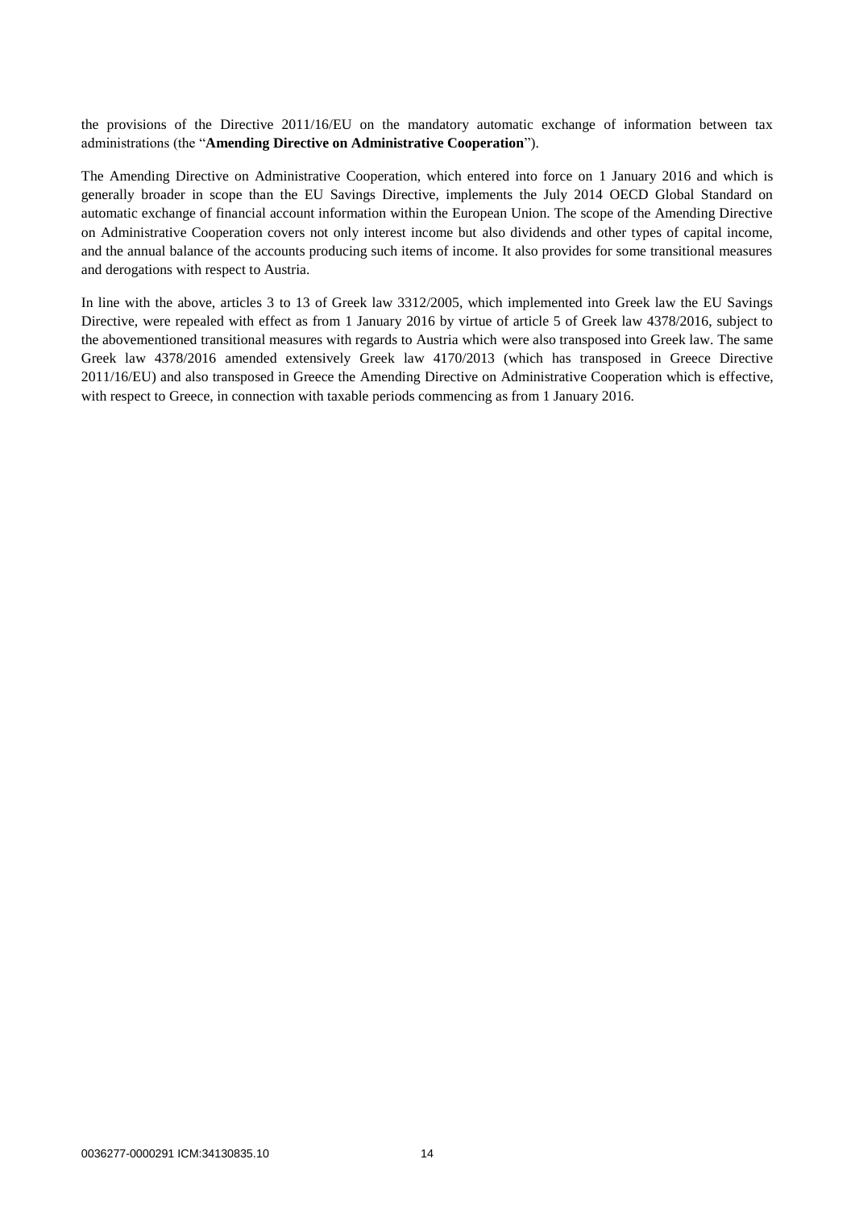the provisions of the Directive 2011/16/EU on the mandatory automatic exchange of information between tax administrations (the "**Amending Directive on Administrative Cooperation**").

The Amending Directive on Administrative Cooperation, which entered into force on 1 January 2016 and which is generally broader in scope than the EU Savings Directive, implements the July 2014 OECD Global Standard on automatic exchange of financial account information within the European Union. The scope of the Amending Directive on Administrative Cooperation covers not only interest income but also dividends and other types of capital income, and the annual balance of the accounts producing such items of income. It also provides for some transitional measures and derogations with respect to Austria.

In line with the above, articles 3 to 13 of Greek law 3312/2005, which implemented into Greek law the EU Savings Directive, were repealed with effect as from 1 January 2016 by virtue of article 5 of Greek law 4378/2016, subject to the abovementioned transitional measures with regards to Austria which were also transposed into Greek law. The same Greek law 4378/2016 amended extensively Greek law 4170/2013 (which has transposed in Greece Directive 2011/16/EU) and also transposed in Greece the Amending Directive on Administrative Cooperation which is effective, with respect to Greece, in connection with taxable periods commencing as from 1 January 2016.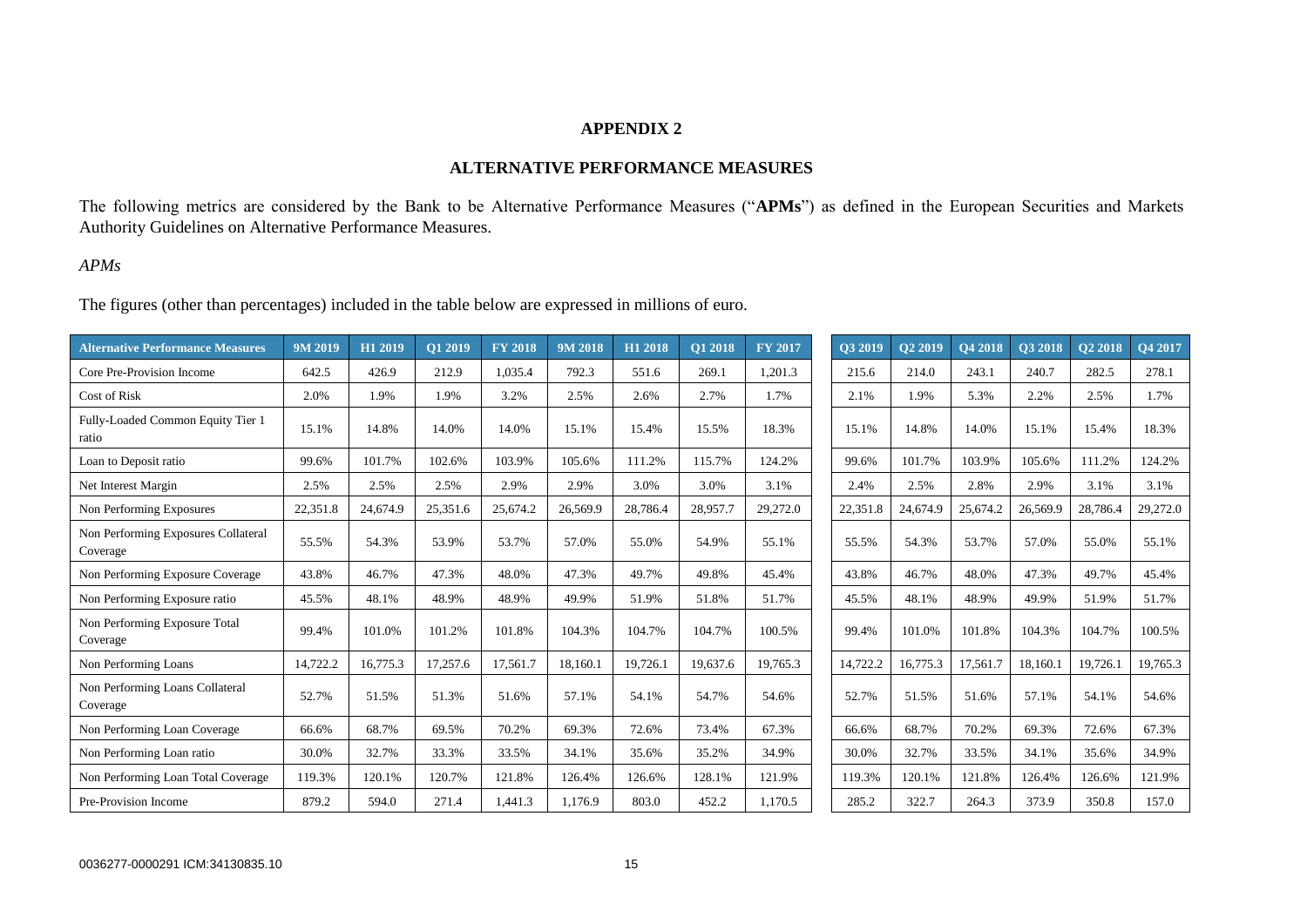## APPENDIX 2

## ALTERNATIVE PERFORMANCE MEASURES

The following metrics are considered by the Bank to be Alternative Performance Measures ("**APMs**") as defined in the European Securities and Markets Authority Guidelines on Alternative Performance Measures.

*APMs*

The figures (other than percentages) included in the table below are expressed in millions of euro.

| Alternative Performance Measures | 9M 2019 | H1 2019 | Q1 2019 | FY 2018 | 9M 2018 | H1 2018 | Q1 2018 | FY 2017 | Q3 2019 | Q2 2019 | Q4 2018 | Q3 2018 | Q2 2018 | Q4 2017 |
|---|---|---|---|---|---|---|---|---|---|---|---|---|---|---|
| Core Pre-Provision Income | 642.5 | 426.9 | 212.9 | 1,035.4 | 792.3 | 551.6 | 269.1 | 1,201.3 | 215.6 | 214.0 | 243.1 | 240.7 | 282.5 | 278.1 |
| Cost of Risk | 2.0% | 1.9% | 1.9% | 3.2% | 2.5% | 2.6% | 2.7% | 1.7% | 2.1% | 1.9% | 5.3% | 2.2% | 2.5% | 1.7% |
| Fully-Loaded Common Equity Tier 1 ratio | 15.1% | 14.8% | 14.0% | 14.0% | 15.1% | 15.4% | 15.5% | 18.3% | 15.1% | 14.8% | 14.0% | 15.1% | 15.4% | 18.3% |
| Loan to Deposit ratio | 99.6% | 101.7% | 102.6% | 103.9% | 105.6% | 111.2% | 115.7% | 124.2% | 99.6% | 101.7% | 103.9% | 105.6% | 111.2% | 124.2% |
| Net Interest Margin | 2.5% | 2.5% | 2.5% | 2.9% | 2.9% | 3.0% | 3.0% | 3.1% | 2.4% | 2.5% | 2.8% | 2.9% | 3.1% | 3.1% |
| Non Performing Exposures | 22,351.8 | 24,674.9 | 25,351.6 | 25,674.2 | 26,569.9 | 28,786.4 | 28,957.7 | 29,272.0 | 22,351.8 | 24,674.9 | 25,674.2 | 26,569.9 | 28,786.4 | 29,272.0 |
| Non Performing Exposures Collateral Coverage | 55.5% | 54.3% | 53.9% | 53.7% | 57.0% | 55.0% | 54.9% | 55.1% | 55.5% | 54.3% | 53.7% | 57.0% | 55.0% | 55.1% |
| Non Performing Exposure Coverage | 43.8% | 46.7% | 47.3% | 48.0% | 47.3% | 49.7% | 49.8% | 45.4% | 43.8% | 46.7% | 48.0% | 47.3% | 49.7% | 45.4% |
| Non Performing Exposure ratio | 45.5% | 48.1% | 48.9% | 48.9% | 49.9% | 51.9% | 51.8% | 51.7% | 45.5% | 48.1% | 48.9% | 49.9% | 51.9% | 51.7% |
| Non Performing Exposure Total Coverage | 99.4% | 101.0% | 101.2% | 101.8% | 104.3% | 104.7% | 104.7% | 100.5% | 99.4% | 101.0% | 101.8% | 104.3% | 104.7% | 100.5% |
| Non Performing Loans | 14,722.2 | 16,775.3 | 17,257.6 | 17,561.7 | 18,160.1 | 19,726.1 | 19,637.6 | 19,765.3 | 14,722.2 | 16,775.3 | 17,561.7 | 18,160.1 | 19,726.1 | 19,765.3 |
| Non Performing Loans Collateral Coverage | 52.7% | 51.5% | 51.3% | 51.6% | 57.1% | 54.1% | 54.7% | 54.6% | 52.7% | 51.5% | 51.6% | 57.1% | 54.1% | 54.6% |
| Non Performing Loan Coverage | 66.6% | 68.7% | 69.5% | 70.2% | 69.3% | 72.6% | 73.4% | 67.3% | 66.6% | 68.7% | 70.2% | 69.3% | 72.6% | 67.3% |
| Non Performing Loan ratio | 30.0% | 32.7% | 33.3% | 33.5% | 34.1% | 35.6% | 35.2% | 34.9% | 30.0% | 32.7% | 33.5% | 34.1% | 35.6% | 34.9% |
| Non Performing Loan Total Coverage | 119.3% | 120.1% | 120.7% | 121.8% | 126.4% | 126.6% | 128.1% | 121.9% | 119.3% | 120.1% | 121.8% | 126.4% | 126.6% | 121.9% |
| Pre-Provision Income | 879.2 | 594.0 | 271.4 | 1,441.3 | 1,176.9 | 803.0 | 452.2 | 1,170.5 | 285.2 | 322.7 | 264.3 | 373.9 | 350.8 | 157.0 |

0036277-0000291 ICM:34130835.10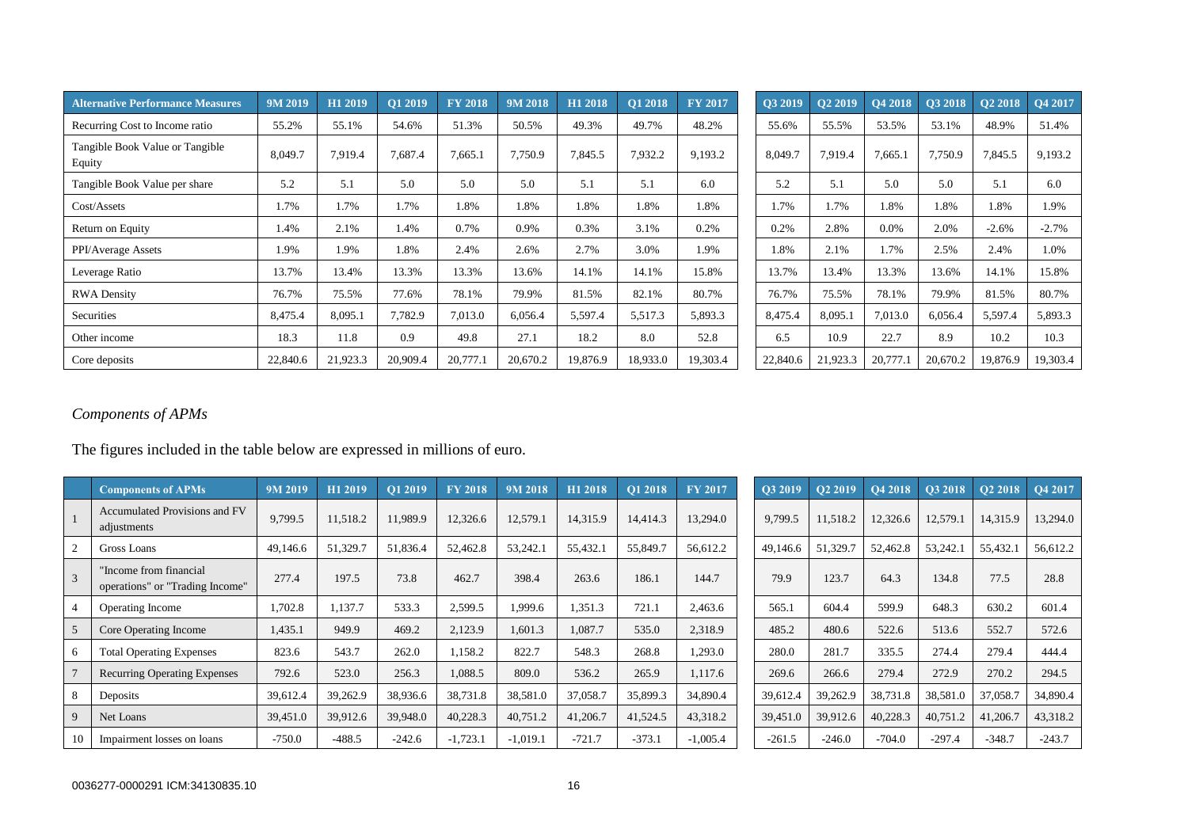| Alternative Performance Measures | 9M 2019 | H1 2019 | Q1 2019 | FY 2018 | 9M 2018 | H1 2018 | Q1 2018 | FY 2017 | Q3 2019 | Q2 2019 | Q4 2018 | Q3 2018 | Q2 2018 | Q4 2017 |
|---|---|---|---|---|---|---|---|---|---|---|---|---|---|---|
| Recurring Cost to Income ratio | 55.2% | 55.1% | 54.6% | 51.3% | 50.5% | 49.3% | 49.7% | 48.2% | 55.6% | 55.5% | 53.5% | 53.1% | 48.9% | 51.4% |
| Tangible Book Value or Tangible Equity | 8,049.7 | 7,919.4 | 7,687.4 | 7,665.1 | 7,750.9 | 7,845.5 | 7,932.2 | 9,193.2 | 8,049.7 | 7,919.4 | 7,665.1 | 7,750.9 | 7,845.5 | 9,193.2 |
| Tangible Book Value per share | 5.2 | 5.1 | 5.0 | 5.0 | 5.0 | 5.1 | 5.1 | 6.0 | 5.2 | 5.1 | 5.0 | 5.0 | 5.1 | 6.0 |
| Cost/Assets | 1.7% | 1.7% | 1.7% | 1.8% | 1.8% | 1.8% | 1.8% | 1.8% | 1.7% | 1.7% | 1.8% | 1.8% | 1.8% | 1.9% |
| Return on Equity | 1.4% | 2.1% | 1.4% | 0.7% | 0.9% | 0.3% | 3.1% | 0.2% | 0.2% | 2.8% | 0.0% | 2.0% | -2.6% | -2.7% |
| PPI/Average Assets | 1.9% | 1.9% | 1.8% | 2.4% | 2.6% | 2.7% | 3.0% | 1.9% | 1.8% | 2.1% | 1.7% | 2.5% | 2.4% | 1.0% |
| Leverage Ratio | 13.7% | 13.4% | 13.3% | 13.3% | 13.6% | 14.1% | 14.1% | 15.8% | 13.7% | 13.4% | 13.3% | 13.6% | 14.1% | 15.8% |
| RWA Density | 76.7% | 75.5% | 77.6% | 78.1% | 79.9% | 81.5% | 82.1% | 80.7% | 76.7% | 75.5% | 78.1% | 79.9% | 81.5% | 80.7% |
| Securities | 8,475.4 | 8,095.1 | 7,782.9 | 7,013.0 | 6,056.4 | 5,597.4 | 5,517.3 | 5,893.3 | 8,475.4 | 8,095.1 | 7,013.0 | 6,056.4 | 5,597.4 | 5,893.3 |
| Other income | 18.3 | 11.8 | 0.9 | 49.8 | 27.1 | 18.2 | 8.0 | 52.8 | 6.5 | 10.9 | 22.7 | 8.9 | 10.2 | 10.3 |
| Core deposits | 22,840.6 | 21,923.3 | 20,909.4 | 20,777.1 | 20,670.2 | 19,876.9 | 18,933.0 | 19,303.4 | 22,840.6 | 21,923.3 | 20,777.1 | 20,670.2 | 19,876.9 | 19,303.4 |

## *Components of APMs*

The figures included in the table below are expressed in millions of euro.

| | Components of APMs | 9M 2019 | H1 2019 | Q1 2019 | FY 2018 | 9M 2018 | H1 2018 | Q1 2018 | FY 2017 | Q3 2019 | Q2 2019 | Q4 2018 | Q3 2018 | Q2 2018 | Q4 2017 |
|---|---|---|---|---|---|---|---|---|---|---|---|---|---|---|---|
| 1 | Accumulated Provisions and FV adjustments | 9,799.5 | 11,518.2 | 11,989.9 | 12,326.6 | 12,579.1 | 14,315.9 | 14,414.3 | 13,294.0 | 9,799.5 | 11,518.2 | 12,326.6 | 12,579.1 | 14,315.9 | 13,294.0 |
| 2 | Gross Loans | 49,146.6 | 51,329.7 | 51,836.4 | 52,462.8 | 53,242.1 | 55,432.1 | 55,849.7 | 56,612.2 | 49,146.6 | 51,329.7 | 52,462.8 | 53,242.1 | 55,432.1 | 56,612.2 |
| 3 | "Income from financial operations" or "Trading Income" | 277.4 | 197.5 | 73.8 | 462.7 | 398.4 | 263.6 | 186.1 | 144.7 | 79.9 | 123.7 | 64.3 | 134.8 | 77.5 | 28.8 |
| 4 | Operating Income | 1,702.8 | 1,137.7 | 533.3 | 2,599.5 | 1,999.6 | 1,351.3 | 721.1 | 2,463.6 | 565.1 | 604.4 | 599.9 | 648.3 | 630.2 | 601.4 |
| 5 | Core Operating Income | 1,435.1 | 949.9 | 469.2 | 2,123.9 | 1,601.3 | 1,087.7 | 535.0 | 2,318.9 | 485.2 | 480.6 | 522.6 | 513.6 | 552.7 | 572.6 |
| 6 | Total Operating Expenses | 823.6 | 543.7 | 262.0 | 1,158.2 | 822.7 | 548.3 | 268.8 | 1,293.0 | 280.0 | 281.7 | 335.5 | 274.4 | 279.4 | 444.4 |
| 7 | Recurring Operating Expenses | 792.6 | 523.0 | 256.3 | 1,088.5 | 809.0 | 536.2 | 265.9 | 1,117.6 | 269.6 | 266.6 | 279.4 | 272.9 | 270.2 | 294.5 |
| 8 | Deposits | 39,612.4 | 39,262.9 | 38,936.6 | 38,731.8 | 38,581.0 | 37,058.7 | 35,899.3 | 34,890.4 | 39,612.4 | 39,262.9 | 38,731.8 | 38,581.0 | 37,058.7 | 34,890.4 |
| 9 | Net Loans | 39,451.0 | 39,912.6 | 39,948.0 | 40,228.3 | 40,751.2 | 41,206.7 | 41,524.5 | 43,318.2 | 39,451.0 | 39,912.6 | 40,228.3 | 40,751.2 | 41,206.7 | 43,318.2 |
| 10 | Impairment losses on loans | -750.0 | -488.5 | -242.6 | -1,723.1 | -1,019.1 | -721.7 | -373.1 | -1,005.4 | -261.5 | -246.0 | -704.0 | -297.4 | -348.7 | -243.7 |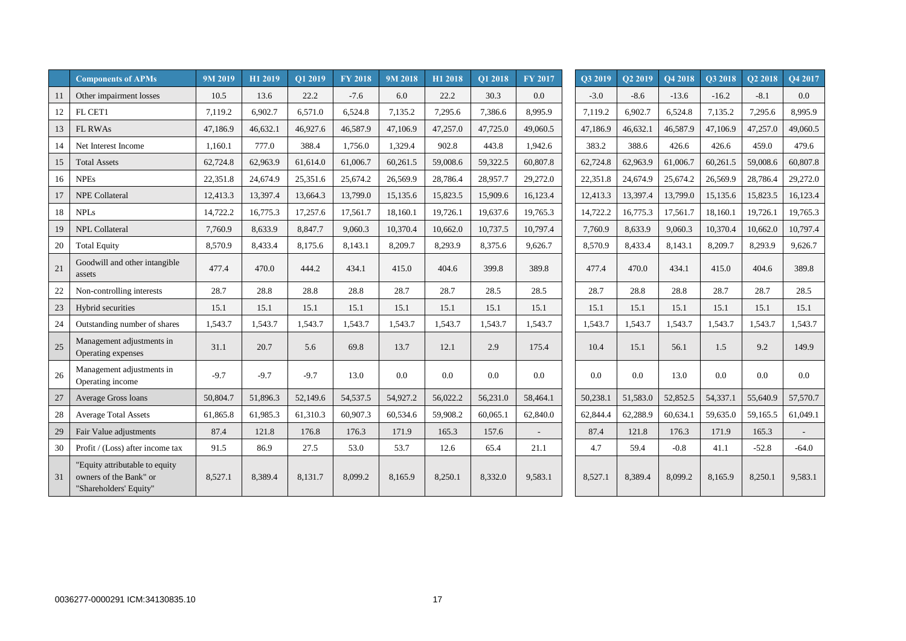| | Components of APMs | 9M 2019 | H1 2019 | Q1 2019 | FY 2018 | 9M 2018 | H1 2018 | Q1 2018 | FY 2017 | Q3 2019 | Q2 2019 | Q4 2018 | Q3 2018 | Q2 2018 | Q4 2017 |
|---|---|---|---|---|---|---|---|---|---|---|---|---|---|---|---|
| 11 | Other impairment losses | 10.5 | 13.6 | 22.2 | -7.6 | 6.0 | 22.2 | 30.3 | 0.0 | -3.0 | -8.6 | -13.6 | -16.2 | -8.1 | 0.0 |
| 12 | FL CET1 | 7,119.2 | 6,902.7 | 6,571.0 | 6,524.8 | 7,135.2 | 7,295.6 | 7,386.6 | 8,995.9 | 7,119.2 | 6,902.7 | 6,524.8 | 7,135.2 | 7,295.6 | 8,995.9 |
| 13 | FL RWAs | 47,186.9 | 46,632.1 | 46,927.6 | 46,587.9 | 47,106.9 | 47,257.0 | 47,725.0 | 49,060.5 | 47,186.9 | 46,632.1 | 46,587.9 | 47,106.9 | 47,257.0 | 49,060.5 |
| 14 | Net Interest Income | 1,160.1 | 777.0 | 388.4 | 1,756.0 | 1,329.4 | 902.8 | 443.8 | 1,942.6 | 383.2 | 388.6 | 426.6 | 426.6 | 459.0 | 479.6 |
| 15 | Total Assets | 62,724.8 | 62,963.9 | 61,614.0 | 61,006.7 | 60,261.5 | 59,008.6 | 59,322.5 | 60,807.8 | 62,724.8 | 62,963.9 | 61,006.7 | 60,261.5 | 59,008.6 | 60,807.8 |
| 16 | NPEs | 22,351.8 | 24,674.9 | 25,351.6 | 25,674.2 | 26,569.9 | 28,786.4 | 28,957.7 | 29,272.0 | 22,351.8 | 24,674.9 | 25,674.2 | 26,569.9 | 28,786.4 | 29,272.0 |
| 17 | NPE Collateral | 12,413.3 | 13,397.4 | 13,664.3 | 13,799.0 | 15,135.6 | 15,823.5 | 15,909.6 | 16,123.4 | 12,413.3 | 13,397.4 | 13,799.0 | 15,135.6 | 15,823.5 | 16,123.4 |
| 18 | NPLs | 14,722.2 | 16,775.3 | 17,257.6 | 17,561.7 | 18,160.1 | 19,726.1 | 19,637.6 | 19,765.3 | 14,722.2 | 16,775.3 | 17,561.7 | 18,160.1 | 19,726.1 | 19,765.3 |
| 19 | NPL Collateral | 7,760.9 | 8,633.9 | 8,847.7 | 9,060.3 | 10,370.4 | 10,662.0 | 10,737.5 | 10,797.4 | 7,760.9 | 8,633.9 | 9,060.3 | 10,370.4 | 10,662.0 | 10,797.4 |
| 20 | Total Equity | 8,570.9 | 8,433.4 | 8,175.6 | 8,143.1 | 8,209.7 | 8,293.9 | 8,375.6 | 9,626.7 | 8,570.9 | 8,433.4 | 8,143.1 | 8,209.7 | 8,293.9 | 9,626.7 |
| 21 | Goodwill and other intangible assets | 477.4 | 470.0 | 444.2 | 434.1 | 415.0 | 404.6 | 399.8 | 389.8 | 477.4 | 470.0 | 434.1 | 415.0 | 404.6 | 389.8 |
| 22 | Non-controlling interests | 28.7 | 28.8 | 28.8 | 28.8 | 28.7 | 28.7 | 28.5 | 28.5 | 28.7 | 28.8 | 28.8 | 28.7 | 28.7 | 28.5 |
| 23 | Hybrid securities | 15.1 | 15.1 | 15.1 | 15.1 | 15.1 | 15.1 | 15.1 | 15.1 | 15.1 | 15.1 | 15.1 | 15.1 | 15.1 | 15.1 |
| 24 | Outstanding number of shares | 1,543.7 | 1,543.7 | 1,543.7 | 1,543.7 | 1,543.7 | 1,543.7 | 1,543.7 | 1,543.7 | 1,543.7 | 1,543.7 | 1,543.7 | 1,543.7 | 1,543.7 | 1,543.7 |
| 25 | Management adjustments in Operating expenses | 31.1 | 20.7 | 5.6 | 69.8 | 13.7 | 12.1 | 2.9 | 175.4 | 10.4 | 15.1 | 56.1 | 1.5 | 9.2 | 149.9 |
| 26 | Management adjustments in Operating income | -9.7 | -9.7 | -9.7 | 13.0 | 0.0 | 0.0 | 0.0 | 0.0 | 0.0 | 0.0 | 13.0 | 0.0 | 0.0 | 0.0 |
| 27 | Average Gross loans | 50,804.7 | 51,896.3 | 52,149.6 | 54,537.5 | 54,927.2 | 56,022.2 | 56,231.0 | 58,464.1 | 50,238.1 | 51,583.0 | 52,852.5 | 54,337.1 | 55,640.9 | 57,570.7 |
| 28 | Average Total Assets | 61,865.8 | 61,985.3 | 61,310.3 | 60,907.3 | 60,534.6 | 59,908.2 | 60,065.1 | 62,840.0 | 62,844.4 | 62,288.9 | 60,634.1 | 59,635.0 | 59,165.5 | 61,049.1 |
| 29 | Fair Value adjustments | 87.4 | 121.8 | 176.8 | 176.3 | 171.9 | 165.3 | 157.6 | - | 87.4 | 121.8 | 176.3 | 171.9 | 165.3 | - |
| 30 | Profit / (Loss) after income tax | 91.5 | 86.9 | 27.5 | 53.0 | 53.7 | 12.6 | 65.4 | 21.1 | 4.7 | 59.4 | -0.8 | 41.1 | -52.8 | -64.0 |
| 31 | "Equity attributable to equity owners of the Bank" or "Shareholders' Equity" | 8,527.1 | 8,389.4 | 8,131.7 | 8,099.2 | 8,165.9 | 8,250.1 | 8,332.0 | 9,583.1 | 8,527.1 | 8,389.4 | 8,099.2 | 8,165.9 | 8,250.1 | 9,583.1 |

0036277-0000291 ICM:34130835.10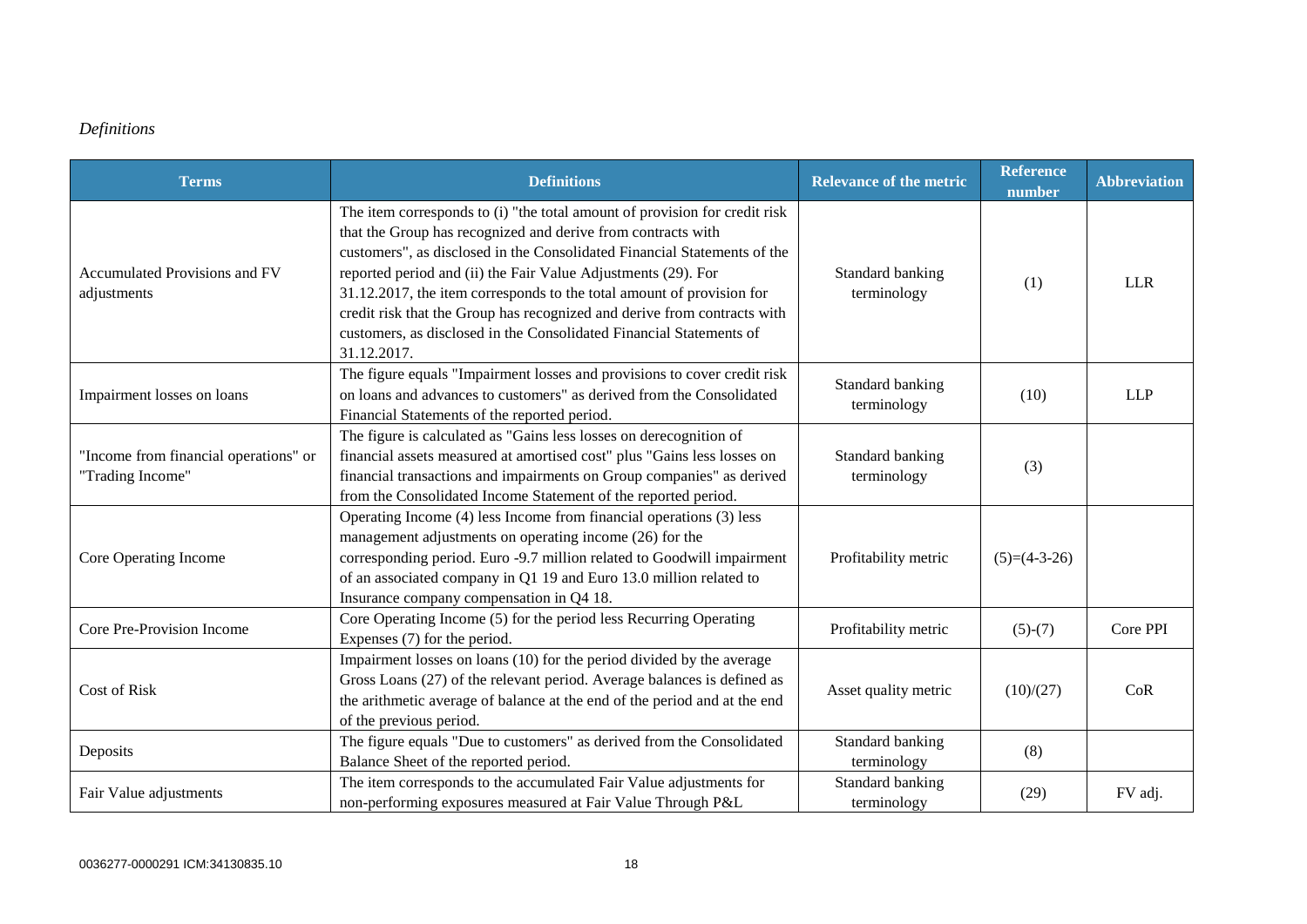*Definitions*

| Terms | Definitions | Relevance of the metric | Reference number | Abbreviation |
|---|---|---|---|---|
| Accumulated Provisions and FV adjustments | The item corresponds to (i) "the total amount of provision for credit risk that the Group has recognized and derive from contracts with customers", as disclosed in the Consolidated Financial Statements of the reported period and (ii) the Fair Value Adjustments (29). For 31.12.2017, the item corresponds to the total amount of provision for credit risk that the Group has recognized and derive from contracts with customers, as disclosed in the Consolidated Financial Statements of 31.12.2017. | Standard banking terminology | (1) | LLR |
| Impairment losses on loans | The figure equals "Impairment losses and provisions to cover credit risk on loans and advances to customers" as derived from the Consolidated Financial Statements of the reported period. | Standard banking terminology | (10) | LLP |
| "Income from financial operations" or "Trading Income" | The figure is calculated as "Gains less losses on derecognition of financial assets measured at amortised cost" plus "Gains less losses on financial transactions and impairments on Group companies" as derived from the Consolidated Income Statement of the reported period. | Standard banking terminology | (3) | |
| Core Operating Income | Operating Income (4) less Income from financial operations (3) less management adjustments on operating income (26) for the corresponding period. Euro -9.7 million related to Goodwill impairment of an associated company in Q1 19 and Euro 13.0 million related to Insurance company compensation in Q4 18. | Profitability metric | (5)=(4-3-26) | |
| Core Pre-Provision Income | Core Operating Income (5) for the period less Recurring Operating Expenses (7) for the period. | Profitability metric | (5)-(7) | Core PPI |
| Cost of Risk | Impairment losses on loans (10) for the period divided by the average Gross Loans (27) of the relevant period. Average balances is defined as the arithmetic average of balance at the end of the period and at the end of the previous period. | Asset quality metric | (10)/(27) | CoR |
| Deposits | The figure equals "Due to customers" as derived from the Consolidated Balance Sheet of the reported period. | Standard banking terminology | (8) | |
| Fair Value adjustments | The item corresponds to the accumulated Fair Value adjustments for non-performing exposures measured at Fair Value Through P&L | Standard banking terminology | (29) | FV adj. |

0036277-0000291 ICM:34130835.10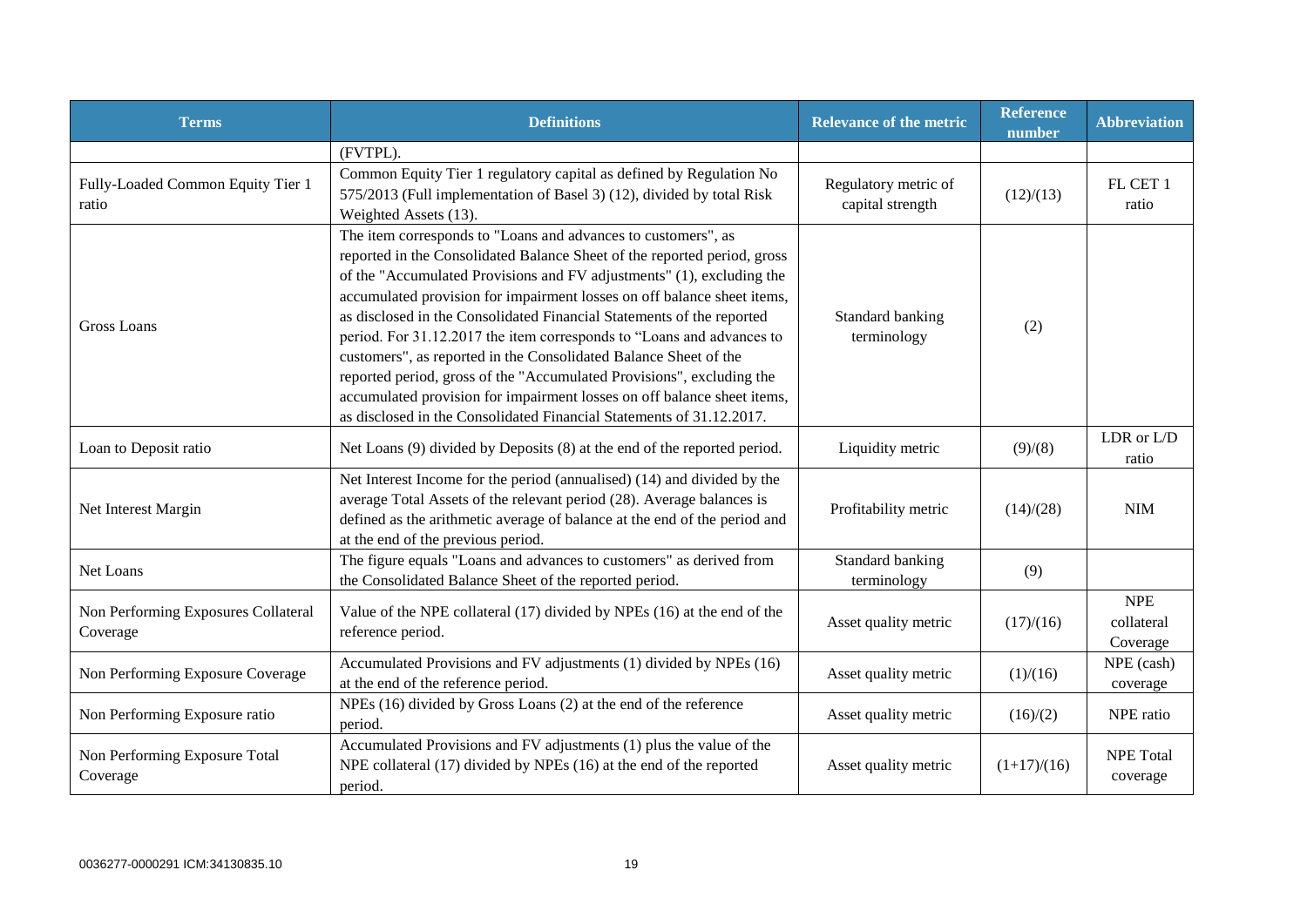| Terms | Definitions | Relevance of the metric | Reference number | Abbreviation |
|---|---|---|---|---|
| | (FVTPL). | | | |
| Fully-Loaded Common Equity Tier 1 ratio | Common Equity Tier 1 regulatory capital as defined by Regulation No 575/2013 (Full implementation of Basel 3) (12), divided by total Risk Weighted Assets (13). | Regulatory metric of capital strength | (12)/(13) | FL CET 1 ratio |
| Gross Loans | The item corresponds to "Loans and advances to customers", as reported in the Consolidated Balance Sheet of the reported period, gross of the "Accumulated Provisions and FV adjustments" (1), excluding the accumulated provision for impairment losses on off balance sheet items, as disclosed in the Consolidated Financial Statements of the reported period. For 31.12.2017 the item corresponds to "Loans and advances to customers", as reported in the Consolidated Balance Sheet of the reported period, gross of the "Accumulated Provisions", excluding the accumulated provision for impairment losses on off balance sheet items, as disclosed in the Consolidated Financial Statements of 31.12.2017. | Standard banking terminology | (2) | |
| Loan to Deposit ratio | Net Loans (9) divided by Deposits (8) at the end of the reported period. | Liquidity metric | (9)/(8) | LDR or L/D ratio |
| Net Interest Margin | Net Interest Income for the period (annualised) (14) and divided by the average Total Assets of the relevant period (28). Average balances is defined as the arithmetic average of balance at the end of the period and at the end of the previous period. | Profitability metric | (14)/(28) | NIM |
| Net Loans | The figure equals "Loans and advances to customers" as derived from the Consolidated Balance Sheet of the reported period. | Standard banking terminology | (9) | |
| Non Performing Exposures Collateral Coverage | Value of the NPE collateral (17) divided by NPEs (16) at the end of the reference period. | Asset quality metric | (17)/(16) | NPE collateral Coverage |
| Non Performing Exposure Coverage | Accumulated Provisions and FV adjustments (1) divided by NPEs (16) at the end of the reference period. | Asset quality metric | (1)/(16) | NPE (cash) coverage |
| Non Performing Exposure ratio | NPEs (16) divided by Gross Loans (2) at the end of the reference period. | Asset quality metric | (16)/(2) | NPE ratio |
| Non Performing Exposure Total Coverage | Accumulated Provisions and FV adjustments (1) plus the value of the NPE collateral (17) divided by NPEs (16) at the end of the reported period. | Asset quality metric | (1+17)/(16) | NPE Total coverage |

0036277-0000291 ICM:34130835.10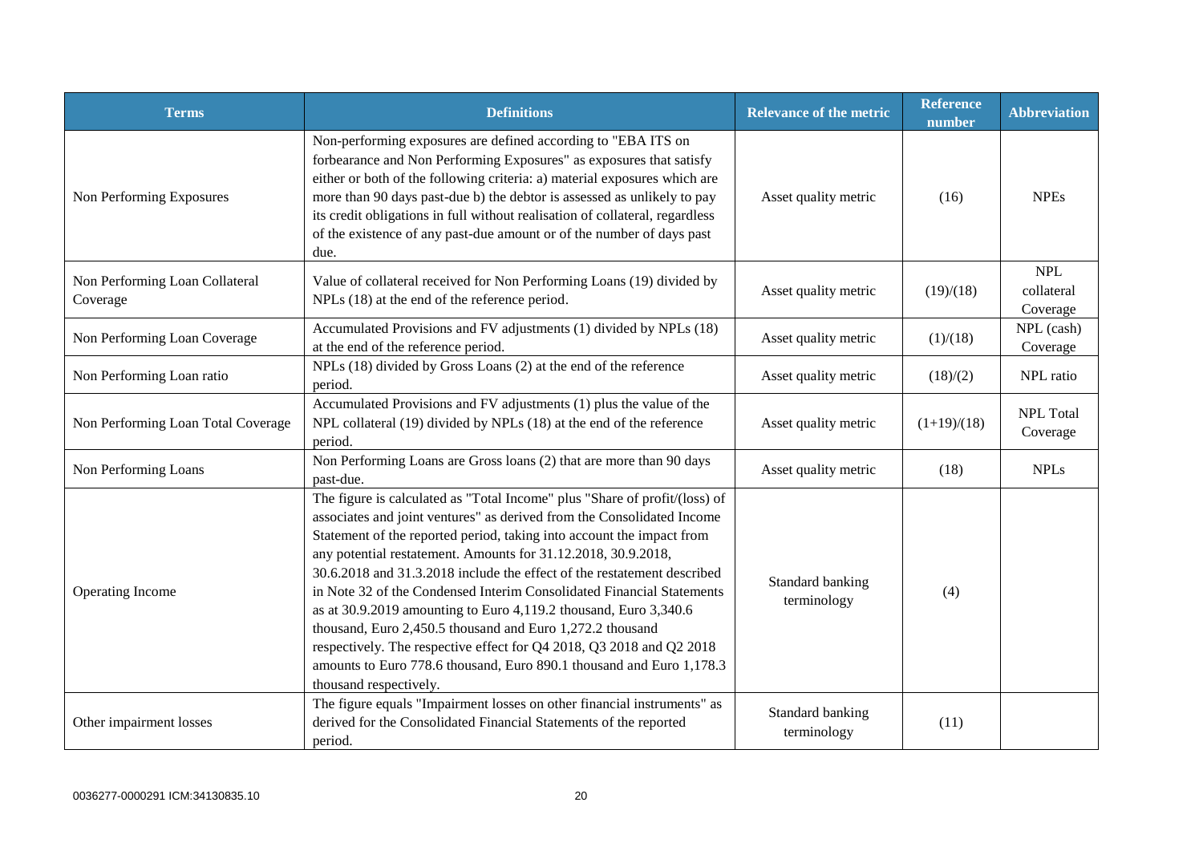| Terms | Definitions | Relevance of the metric | Reference number | Abbreviation |
|---|---|---|---|---|
| Non Performing Exposures | Non-performing exposures are defined according to "EBA ITS on forbearance and Non Performing Exposures" as exposures that satisfy either or both of the following criteria: a) material exposures which are more than 90 days past-due b) the debtor is assessed as unlikely to pay its credit obligations in full without realisation of collateral, regardless of the existence of any past-due amount or of the number of days past due. | Asset quality metric | (16) | NPEs |
| Non Performing Loan Collateral Coverage | Value of collateral received for Non Performing Loans (19) divided by NPLs (18) at the end of the reference period. | Asset quality metric | (19)/(18) | NPL collateral Coverage |
| Non Performing Loan Coverage | Accumulated Provisions and FV adjustments (1) divided by NPLs (18) at the end of the reference period. | Asset quality metric | (1)/(18) | NPL (cash) Coverage |
| Non Performing Loan ratio | NPLs (18) divided by Gross Loans (2) at the end of the reference period. | Asset quality metric | (18)/(2) | NPL ratio |
| Non Performing Loan Total Coverage | Accumulated Provisions and FV adjustments (1) plus the value of the NPL collateral (19) divided by NPLs (18) at the end of the reference period. | Asset quality metric | (1+19)/(18) | NPL Total Coverage |
| Non Performing Loans | Non Performing Loans are Gross loans (2) that are more than 90 days past-due. | Asset quality metric | (18) | NPLs |
| Operating Income | The figure is calculated as "Total Income" plus "Share of profit/(loss) of associates and joint ventures" as derived from the Consolidated Income Statement of the reported period, taking into account the impact from any potential restatement. Amounts for 31.12.2018, 30.9.2018, 30.6.2018 and 31.3.2018 include the effect of the restatement described in Note 32 of the Condensed Interim Consolidated Financial Statements as at 30.9.2019 amounting to Euro 4,119.2 thousand, Euro 3,340.6 thousand, Euro 2,450.5 thousand and Euro 1,272.2 thousand respectively. The respective effect for Q4 2018, Q3 2018 and Q2 2018 amounts to Euro 778.6 thousand, Euro 890.1 thousand and Euro 1,178.3 thousand respectively. | Standard banking terminology | (4) | |
| Other impairment losses | The figure equals "Impairment losses on other financial instruments" as derived for the Consolidated Financial Statements of the reported period. | Standard banking terminology | (11) | |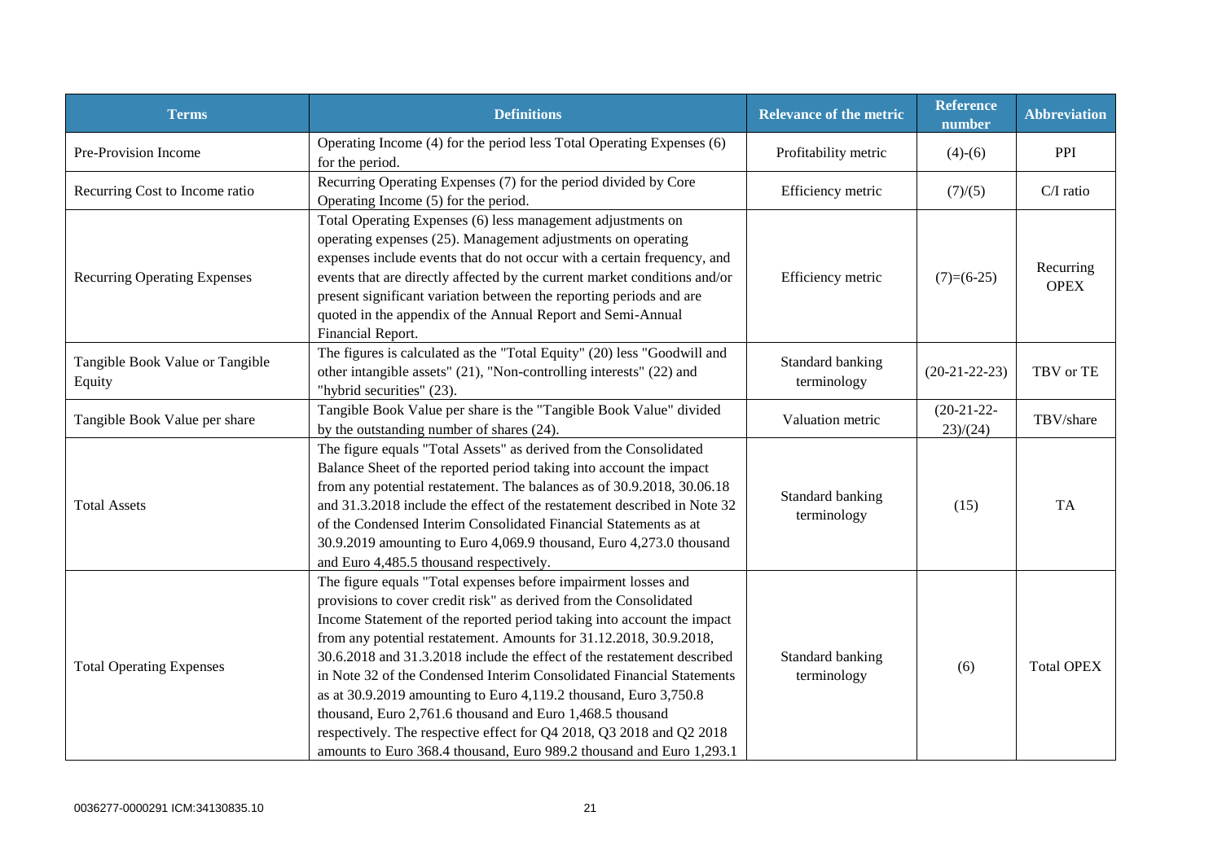| Terms | Definitions | Relevance of the metric | Reference number | Abbreviation |
|---|---|---|---|---|
| Pre-Provision Income | Operating Income (4) for the period less Total Operating Expenses (6) for the period. | Profitability metric | (4)-(6) | PPI |
| Recurring Cost to Income ratio | Recurring Operating Expenses (7) for the period divided by Core Operating Income (5) for the period. | Efficiency metric | (7)/(5) | C/I ratio |
| Recurring Operating Expenses | Total Operating Expenses (6) less management adjustments on operating expenses (25). Management adjustments on operating expenses include events that do not occur with a certain frequency, and events that are directly affected by the current market conditions and/or present significant variation between the reporting periods and are quoted in the appendix of the Annual Report and Semi-Annual Financial Report. | Efficiency metric | (7)=(6-25) | Recurring OPEX |
| Tangible Book Value or Tangible Equity | The figures is calculated as the "Total Equity" (20) less "Goodwill and other intangible assets" (21), "Non-controlling interests" (22) and "hybrid securities" (23). | Standard banking terminology | (20-21-22-23) | TBV or TE |
| Tangible Book Value per share | Tangible Book Value per share is the "Tangible Book Value" divided by the outstanding number of shares (24). | Valuation metric | (20-21-22-23)/(24) | TBV/share |
| Total Assets | The figure equals "Total Assets" as derived from the Consolidated Balance Sheet of the reported period taking into account the impact from any potential restatement. The balances as of 30.9.2018, 30.06.18 and 31.3.2018 include the effect of the restatement described in Note 32 of the Condensed Interim Consolidated Financial Statements as at 30.9.2019 amounting to Euro 4,069.9 thousand, Euro 4,273.0 thousand and Euro 4,485.5 thousand respectively. | Standard banking terminology | (15) | TA |
| Total Operating Expenses | The figure equals "Total expenses before impairment losses and provisions to cover credit risk" as derived from the Consolidated Income Statement of the reported period taking into account the impact from any potential restatement. Amounts for 31.12.2018, 30.9.2018, 30.6.2018 and 31.3.2018 include the effect of the restatement described in Note 32 of the Condensed Interim Consolidated Financial Statements as at 30.9.2019 amounting to Euro 4,119.2 thousand, Euro 3,750.8 thousand, Euro 2,761.6 thousand and Euro 1,468.5 thousand respectively. The respective effect for Q4 2018, Q3 2018 and Q2 2018 amounts to Euro 368.4 thousand, Euro 989.2 thousand and Euro 1,293.1 | Standard banking terminology | (6) | Total OPEX |

0036277-0000291 ICM:34130835.10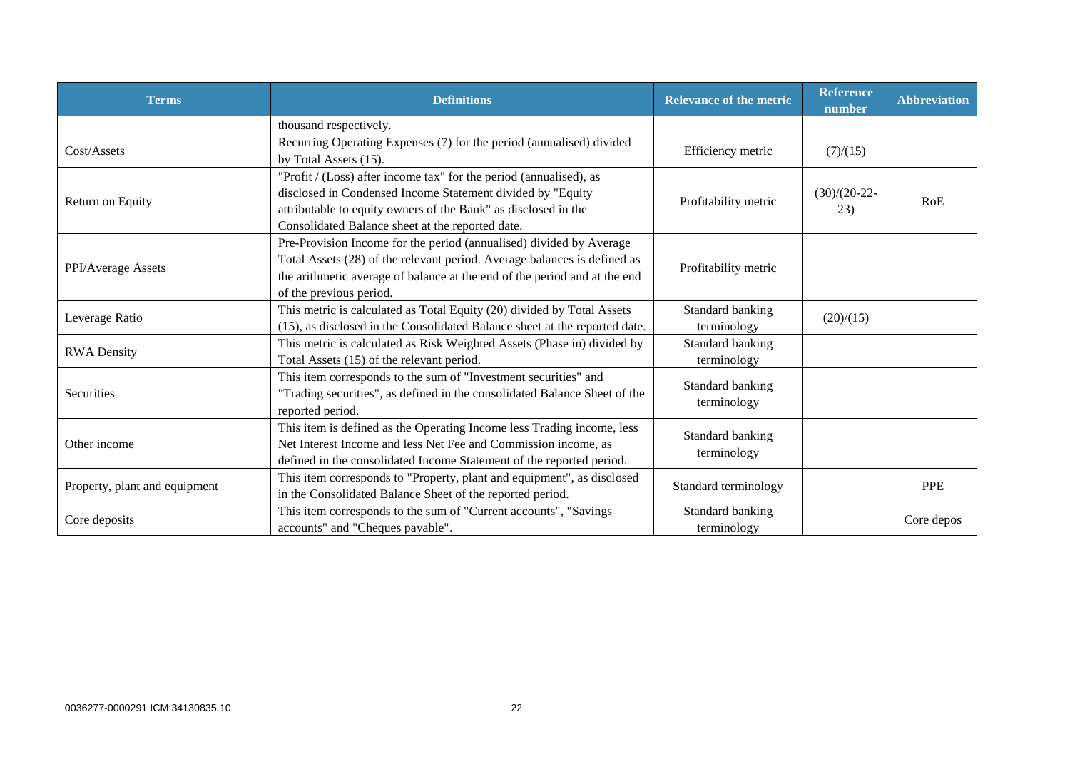| Terms | Definitions | Relevance of the metric | Reference number | Abbreviation |
|---|---|---|---|---|
| | thousand respectively. | | | |
| Cost/Assets | Recurring Operating Expenses (7) for the period (annualised) divided by Total Assets (15). | Efficiency metric | (7)/(15) | |
| Return on Equity | "Profit / (Loss) after income tax" for the period (annualised), as disclosed in Condensed Income Statement divided by "Equity attributable to equity owners of the Bank" as disclosed in the Consolidated Balance sheet at the reported date. | Profitability metric | (30)/(20-22-23) | RoE |
| PPI/Average Assets | Pre-Provision Income for the period (annualised) divided by Average Total Assets (28) of the relevant period. Average balances is defined as the arithmetic average of balance at the end of the period and at the end of the previous period. | Profitability metric | | |
| Leverage Ratio | This metric is calculated as Total Equity (20) divided by Total Assets (15), as disclosed in the Consolidated Balance sheet at the reported date. | Standard banking terminology | (20)/(15) | |
| RWA Density | This metric is calculated as Risk Weighted Assets (Phase in) divided by Total Assets (15) of the relevant period. | Standard banking terminology | | |
| Securities | This item corresponds to the sum of "Investment securities" and "Trading securities", as defined in the consolidated Balance Sheet of the reported period. | Standard banking terminology | | |
| Other income | This item is defined as the Operating Income less Trading income, less Net Interest Income and less Net Fee and Commission income, as defined in the consolidated Income Statement of the reported period. | Standard banking terminology | | |
| Property, plant and equipment | This item corresponds to "Property, plant and equipment", as disclosed in the Consolidated Balance Sheet of the reported period. | Standard terminology | | PPE |
| Core deposits | This item corresponds to the sum of "Current accounts", "Savings accounts" and "Cheques payable". | Standard banking terminology | | Core depos |

0036277-0000291 ICM:34130835.10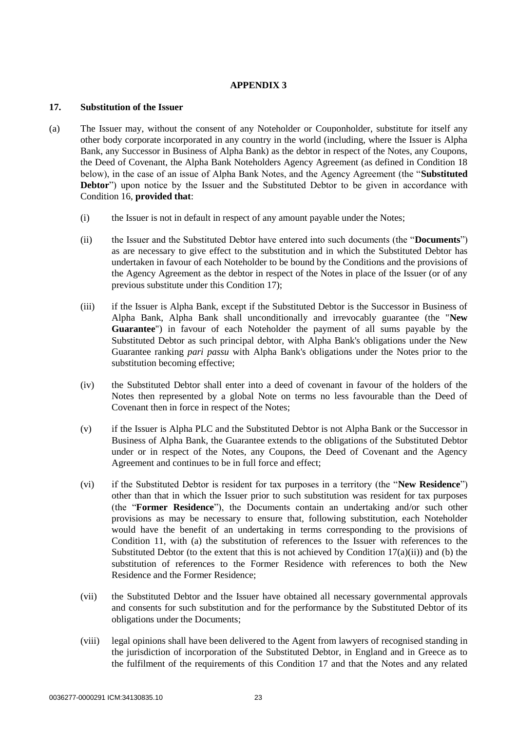**APPENDIX 3**

**17. Substitution of the Issuer**

(a) The Issuer may, without the consent of any Noteholder or Couponholder, substitute for itself any other body corporate incorporated in any country in the world (including, where the Issuer is Alpha Bank, any Successor in Business of Alpha Bank) as the debtor in respect of the Notes, any Coupons, the Deed of Covenant, the Alpha Bank Noteholders Agency Agreement (as defined in Condition 18 below), in the case of an issue of Alpha Bank Notes, and the Agency Agreement (the "**Substituted Debtor**") upon notice by the Issuer and the Substituted Debtor to be given in accordance with Condition 16, **provided that**:

(i) the Issuer is not in default in respect of any amount payable under the Notes;

(ii) the Issuer and the Substituted Debtor have entered into such documents (the "**Documents**") as are necessary to give effect to the substitution and in which the Substituted Debtor has undertaken in favour of each Noteholder to be bound by the Conditions and the provisions of the Agency Agreement as the debtor in respect of the Notes in place of the Issuer (or of any previous substitute under this Condition 17);

(iii) if the Issuer is Alpha Bank, except if the Substituted Debtor is the Successor in Business of Alpha Bank, Alpha Bank shall unconditionally and irrevocably guarantee (the "**New Guarantee**") in favour of each Noteholder the payment of all sums payable by the Substituted Debtor as such principal debtor, with Alpha Bank's obligations under the New Guarantee ranking *pari passu* with Alpha Bank's obligations under the Notes prior to the substitution becoming effective;

(iv) the Substituted Debtor shall enter into a deed of covenant in favour of the holders of the Notes then represented by a global Note on terms no less favourable than the Deed of Covenant then in force in respect of the Notes;

(v) if the Issuer is Alpha PLC and the Substituted Debtor is not Alpha Bank or the Successor in Business of Alpha Bank, the Guarantee extends to the obligations of the Substituted Debtor under or in respect of the Notes, any Coupons, the Deed of Covenant and the Agency Agreement and continues to be in full force and effect;

(vi) if the Substituted Debtor is resident for tax purposes in a territory (the "**New Residence**") other than that in which the Issuer prior to such substitution was resident for tax purposes (the "**Former Residence**"), the Documents contain an undertaking and/or such other provisions as may be necessary to ensure that, following substitution, each Noteholder would have the benefit of an undertaking in terms corresponding to the provisions of Condition 11, with (a) the substitution of references to the Issuer with references to the Substituted Debtor (to the extent that this is not achieved by Condition 17(a)(ii)) and (b) the substitution of references to the Former Residence with references to both the New Residence and the Former Residence;

(vii) the Substituted Debtor and the Issuer have obtained all necessary governmental approvals and consents for such substitution and for the performance by the Substituted Debtor of its obligations under the Documents;

(viii) legal opinions shall have been delivered to the Agent from lawyers of recognised standing in the jurisdiction of incorporation of the Substituted Debtor, in England and in Greece as to the fulfilment of the requirements of this Condition 17 and that the Notes and any related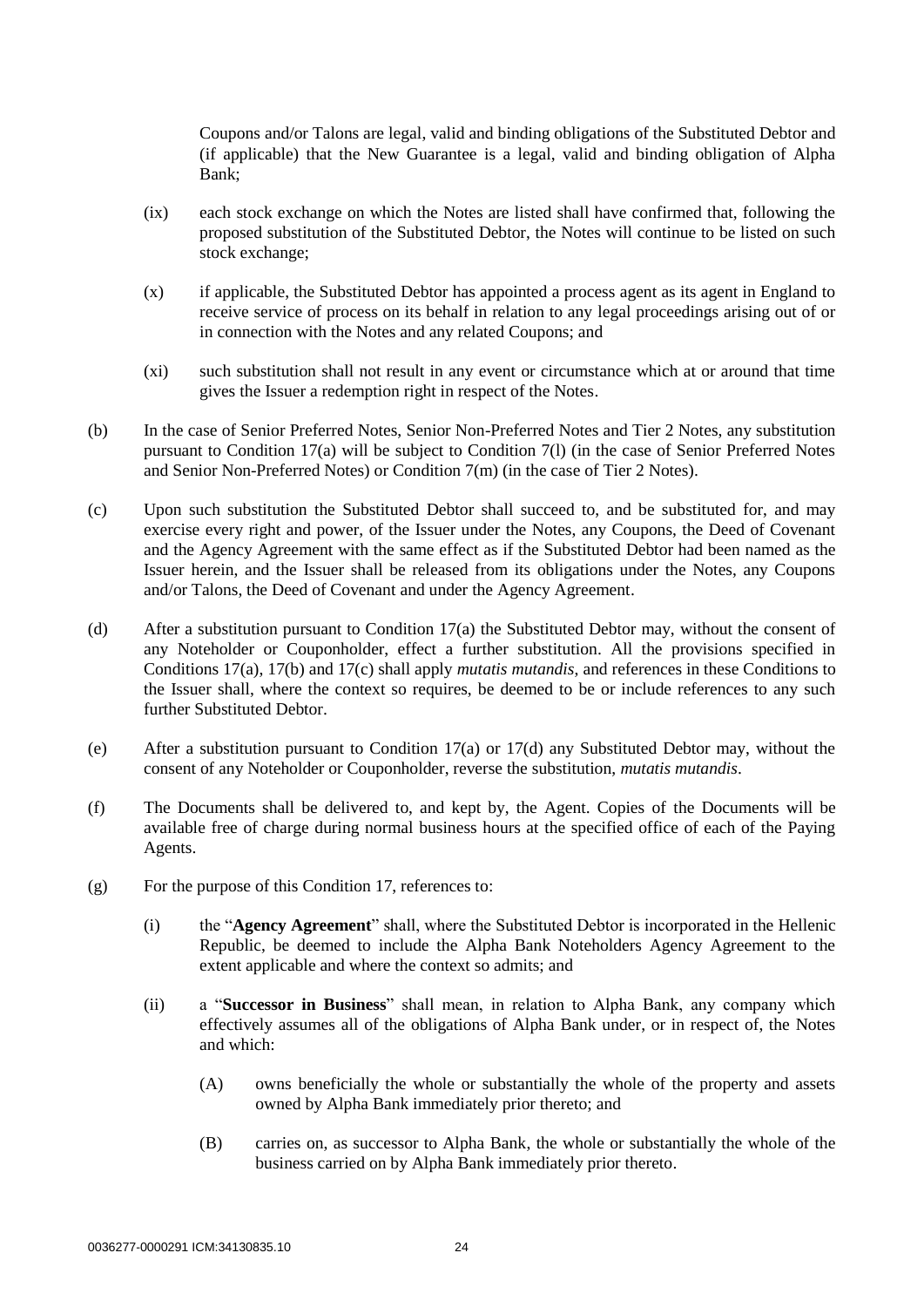Coupons and/or Talons are legal, valid and binding obligations of the Substituted Debtor and (if applicable) that the New Guarantee is a legal, valid and binding obligation of Alpha Bank;

(ix) each stock exchange on which the Notes are listed shall have confirmed that, following the proposed substitution of the Substituted Debtor, the Notes will continue to be listed on such stock exchange;

(x) if applicable, the Substituted Debtor has appointed a process agent as its agent in England to receive service of process on its behalf in relation to any legal proceedings arising out of or in connection with the Notes and any related Coupons; and

(xi) such substitution shall not result in any event or circumstance which at or around that time gives the Issuer a redemption right in respect of the Notes.

(b) In the case of Senior Preferred Notes, Senior Non-Preferred Notes and Tier 2 Notes, any substitution pursuant to Condition 17(a) will be subject to Condition 7(l) (in the case of Senior Preferred Notes and Senior Non-Preferred Notes) or Condition 7(m) (in the case of Tier 2 Notes).

(c) Upon such substitution the Substituted Debtor shall succeed to, and be substituted for, and may exercise every right and power, of the Issuer under the Notes, any Coupons, the Deed of Covenant and the Agency Agreement with the same effect as if the Substituted Debtor had been named as the Issuer herein, and the Issuer shall be released from its obligations under the Notes, any Coupons and/or Talons, the Deed of Covenant and under the Agency Agreement.

(d) After a substitution pursuant to Condition 17(a) the Substituted Debtor may, without the consent of any Noteholder or Couponholder, effect a further substitution. All the provisions specified in Conditions 17(a), 17(b) and 17(c) shall apply *mutatis mutandis*, and references in these Conditions to the Issuer shall, where the context so requires, be deemed to be or include references to any such further Substituted Debtor.

(e) After a substitution pursuant to Condition 17(a) or 17(d) any Substituted Debtor may, without the consent of any Noteholder or Couponholder, reverse the substitution, *mutatis mutandis*.

(f) The Documents shall be delivered to, and kept by, the Agent. Copies of the Documents will be available free of charge during normal business hours at the specified office of each of the Paying Agents.

(g) For the purpose of this Condition 17, references to:

(i) the "**Agency Agreement**" shall, where the Substituted Debtor is incorporated in the Hellenic Republic, be deemed to include the Alpha Bank Noteholders Agency Agreement to the extent applicable and where the context so admits; and

(ii) a "**Successor in Business**" shall mean, in relation to Alpha Bank, any company which effectively assumes all of the obligations of Alpha Bank under, or in respect of, the Notes and which:

(A) owns beneficially the whole or substantially the whole of the property and assets owned by Alpha Bank immediately prior thereto; and

(B) carries on, as successor to Alpha Bank, the whole or substantially the whole of the business carried on by Alpha Bank immediately prior thereto.